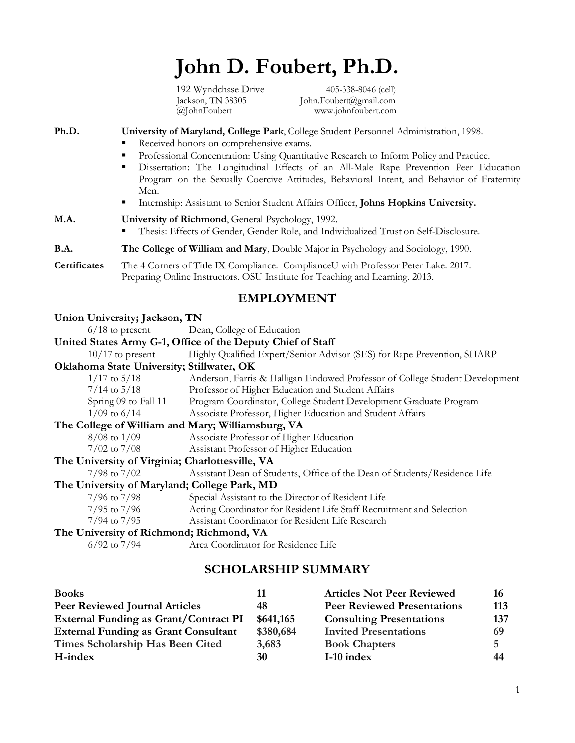# John D. Foubert, Ph.D.

192 Wyndchase Drive
Jackson, TN 38305
@JohnFoubert

405-338-8046 (cell)
John.Foubert@gmail.com
www.johnfoubert.com

**Ph.D.** **University of Maryland, College Park**, College Student Personnel Administration, 1998.

- Received honors on comprehensive exams.
- Professional Concentration: Using Quantitative Research to Inform Policy and Practice.
- Dissertation: The Longitudinal Effects of an All-Male Rape Prevention Peer Education Program on the Sexually Coercive Attitudes, Behavioral Intent, and Behavior of Fraternity Men.
- Internship: Assistant to Senior Student Affairs Officer, **Johns Hopkins University.**

**M.A.** **University of Richmond**, General Psychology, 1992.

- Thesis: Effects of Gender, Gender Role, and Individualized Trust on Self-Disclosure.

**B.A.** **The College of William and Mary**, Double Major in Psychology and Sociology, 1990.

**Certificates** The 4 Corners of Title IX Compliance. ComplianceU with Professor Peter Lake. 2017.
Preparing Online Instructors. OSU Institute for Teaching and Learning. 2013.

## EMPLOYMENT

**Union University; Jackson, TN**

| | |
|---|---|
| 6/18 to present | Dean, College of Education |

**United States Army G-1, Office of the Deputy Chief of Staff**

| | |
|---|---|
| 10/17 to present | Highly Qualified Expert/Senior Advisor (SES) for Rape Prevention, SHARP |

**Oklahoma State University; Stillwater, OK**

| | |
|---|---|
| 1/17 to 5/18 | Anderson, Farris & Halligan Endowed Professor of College Student Development |
| 7/14 to 5/18 | Professor of Higher Education and Student Affairs |
| Spring 09 to Fall 11 | Program Coordinator, College Student Development Graduate Program |
| 1/09 to 6/14 | Associate Professor, Higher Education and Student Affairs |

**The College of William and Mary; Williamsburg, VA**

| | |
|---|---|
| 8/08 to 1/09 | Associate Professor of Higher Education |
| 7/02 to 7/08 | Assistant Professor of Higher Education |

**The University of Virginia; Charlottesville, VA**

| | |
|---|---|
| 7/98 to 7/02 | Assistant Dean of Students, Office of the Dean of Students/Residence Life |

**The University of Maryland; College Park, MD**

| | |
|---|---|
| 7/96 to 7/98 | Special Assistant to the Director of Resident Life |
| 7/95 to 7/96 | Acting Coordinator for Resident Life Staff Recruitment and Selection |
| 7/94 to 7/95 | Assistant Coordinator for Resident Life Research |

**The University of Richmond; Richmond, VA**

| | |
|---|---|
| 6/92 to 7/94 | Area Coordinator for Residence Life |

## SCHOLARSHIP SUMMARY

| | | | |
|---|---|---|---|
| **Books** | **11** | **Articles Not Peer Reviewed** | **16** |
| **Peer Reviewed Journal Articles** | **48** | **Peer Reviewed Presentations** | **113** |
| **External Funding as Grant/Contract PI** | **$641,165** | **Consulting Presentations** | **137** |
| **External Funding as Grant Consultant** | **$380,684** | **Invited Presentations** | **69** |
| **Times Scholarship Has Been Cited** | **3,683** | **Book Chapters** | **5** |
| **H-index** | **30** | **I-10 index** | **44** |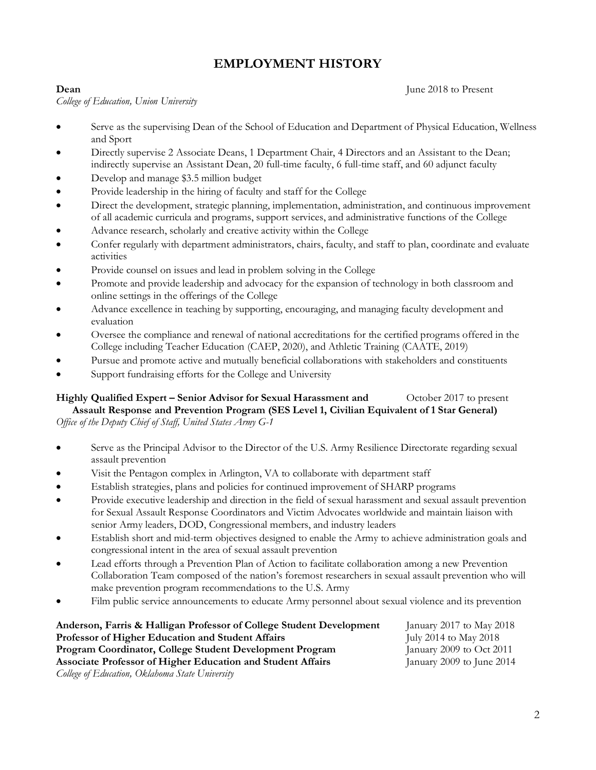# EMPLOYMENT HISTORY

**Dean** June 2018 to Present
*College of Education, Union University*

- Serve as the supervising Dean of the School of Education and Department of Physical Education, Wellness and Sport
- Directly supervise 2 Associate Deans, 1 Department Chair, 4 Directors and an Assistant to the Dean; indirectly supervise an Assistant Dean, 20 full-time faculty, 6 full-time staff, and 60 adjunct faculty
- Develop and manage $3.5 million budget
- Provide leadership in the hiring of faculty and staff for the College
- Direct the development, strategic planning, implementation, administration, and continuous improvement of all academic curricula and programs, support services, and administrative functions of the College
- Advance research, scholarly and creative activity within the College
- Confer regularly with department administrators, chairs, faculty, and staff to plan, coordinate and evaluate activities
- Provide counsel on issues and lead in problem solving in the College
- Promote and provide leadership and advocacy for the expansion of technology in both classroom and online settings in the offerings of the College
- Advance excellence in teaching by supporting, encouraging, and managing faculty development and evaluation
- Oversee the compliance and renewal of national accreditations for the certified programs offered in the College including Teacher Education (CAEP, 2020), and Athletic Training (CAATE, 2019)
- Pursue and promote active and mutually beneficial collaborations with stakeholders and constituents
- Support fundraising efforts for the College and University

**Highly Qualified Expert – Senior Advisor for Sexual Harassment and Assault Response and Prevention Program (SES Level 1, Civilian Equivalent of 1 Star General)** October 2017 to present
*Office of the Deputy Chief of Staff, United States Army G-1*

- Serve as the Principal Advisor to the Director of the U.S. Army Resilience Directorate regarding sexual assault prevention
- Visit the Pentagon complex in Arlington, VA to collaborate with department staff
- Establish strategies, plans and policies for continued improvement of SHARP programs
- Provide executive leadership and direction in the field of sexual harassment and sexual assault prevention for Sexual Assault Response Coordinators and Victim Advocates worldwide and maintain liaison with senior Army leaders, DOD, Congressional members, and industry leaders
- Establish short and mid-term objectives designed to enable the Army to achieve administration goals and congressional intent in the area of sexual assault prevention
- Lead efforts through a Prevention Plan of Action to facilitate collaboration among a new Prevention Collaboration Team composed of the nation's foremost researchers in sexual assault prevention who will make prevention program recommendations to the U.S. Army
- Film public service announcements to educate Army personnel about sexual violence and its prevention

**Anderson, Farris & Halligan Professor of College Student Development** January 2017 to May 2018
**Professor of Higher Education and Student Affairs** July 2014 to May 2018
**Program Coordinator, College Student Development Program** January 2009 to Oct 2011
**Associate Professor of Higher Education and Student Affairs** January 2009 to June 2014
*College of Education, Oklahoma State University*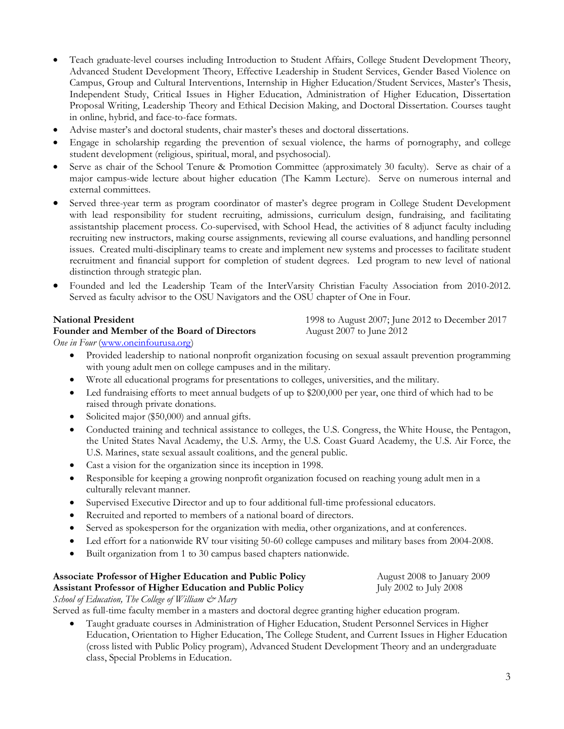- Teach graduate-level courses including Introduction to Student Affairs, College Student Development Theory, Advanced Student Development Theory, Effective Leadership in Student Services, Gender Based Violence on Campus, Group and Cultural Interventions, Internship in Higher Education/Student Services, Master's Thesis, Independent Study, Critical Issues in Higher Education, Administration of Higher Education, Dissertation Proposal Writing, Leadership Theory and Ethical Decision Making, and Doctoral Dissertation. Courses taught in online, hybrid, and face-to-face formats.
- Advise master's and doctoral students, chair master's theses and doctoral dissertations.
- Engage in scholarship regarding the prevention of sexual violence, the harms of pornography, and college student development (religious, spiritual, moral, and psychosocial).
- Serve as chair of the School Tenure & Promotion Committee (approximately 30 faculty). Serve as chair of a major campus-wide lecture about higher education (The Kamm Lecture). Serve on numerous internal and external committees.
- Served three-year term as program coordinator of master's degree program in College Student Development with lead responsibility for student recruiting, admissions, curriculum design, fundraising, and facilitating assistantship placement process. Co-supervised, with School Head, the activities of 8 adjunct faculty including recruiting new instructors, making course assignments, reviewing all course evaluations, and handling personnel issues. Created multi-disciplinary teams to create and implement new systems and processes to facilitate student recruitment and financial support for completion of student degrees. Led program to new level of national distinction through strategic plan.
- Founded and led the Leadership Team of the InterVarsity Christian Faculty Association from 2010-2012. Served as faculty advisor to the OSU Navigators and the OSU chapter of One in Four.

**National President** — 1998 to August 2007; June 2012 to December 2017
**Founder and Member of the Board of Directors** — August 2007 to June 2012
*One in Four* (www.oneinfourusa.org)

- Provided leadership to national nonprofit organization focusing on sexual assault prevention programming with young adult men on college campuses and in the military.
- Wrote all educational programs for presentations to colleges, universities, and the military.
- Led fundraising efforts to meet annual budgets of up to $200,000 per year, one third of which had to be raised through private donations.
- Solicited major ($50,000) and annual gifts.
- Conducted training and technical assistance to colleges, the U.S. Congress, the White House, the Pentagon, the United States Naval Academy, the U.S. Army, the U.S. Coast Guard Academy, the U.S. Air Force, the U.S. Marines, state sexual assault coalitions, and the general public.
- Cast a vision for the organization since its inception in 1998.
- Responsible for keeping a growing nonprofit organization focused on reaching young adult men in a culturally relevant manner.
- Supervised Executive Director and up to four additional full-time professional educators.
- Recruited and reported to members of a national board of directors.
- Served as spokesperson for the organization with media, other organizations, and at conferences.
- Led effort for a nationwide RV tour visiting 50-60 college campuses and military bases from 2004-2008.
- Built organization from 1 to 30 campus based chapters nationwide.

**Associate Professor of Higher Education and Public Policy** — August 2008 to January 2009
**Assistant Professor of Higher Education and Public Policy** — July 2002 to July 2008
*School of Education, The College of William & Mary*
Served as full-time faculty member in a masters and doctoral degree granting higher education program.

- Taught graduate courses in Administration of Higher Education, Student Personnel Services in Higher Education, Orientation to Higher Education, The College Student, and Current Issues in Higher Education (cross listed with Public Policy program), Advanced Student Development Theory and an undergraduate class, Special Problems in Education.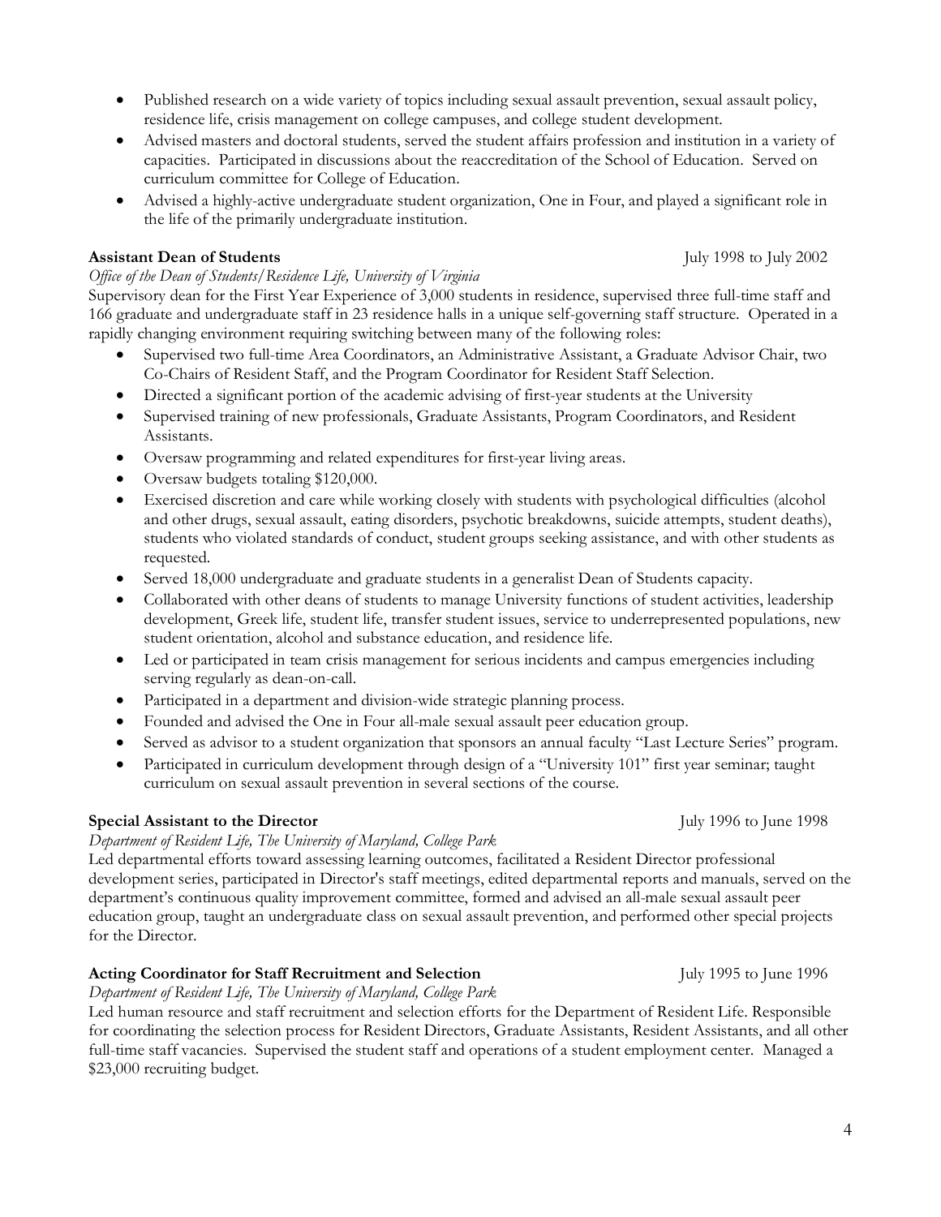- Published research on a wide variety of topics including sexual assault prevention, sexual assault policy, residence life, crisis management on college campuses, and college student development.
- Advised masters and doctoral students, served the student affairs profession and institution in a variety of capacities. Participated in discussions about the reaccreditation of the School of Education. Served on curriculum committee for College of Education.
- Advised a highly-active undergraduate student organization, One in Four, and played a significant role in the life of the primarily undergraduate institution.

**Assistant Dean of Students** July 1998 to July 2002

*Office of the Dean of Students/Residence Life, University of Virginia*

Supervisory dean for the First Year Experience of 3,000 students in residence, supervised three full-time staff and 166 graduate and undergraduate staff in 23 residence halls in a unique self-governing staff structure. Operated in a rapidly changing environment requiring switching between many of the following roles:

- Supervised two full-time Area Coordinators, an Administrative Assistant, a Graduate Advisor Chair, two Co-Chairs of Resident Staff, and the Program Coordinator for Resident Staff Selection.
- Directed a significant portion of the academic advising of first-year students at the University
- Supervised training of new professionals, Graduate Assistants, Program Coordinators, and Resident Assistants.
- Oversaw programming and related expenditures for first-year living areas.
- Oversaw budgets totaling $120,000.
- Exercised discretion and care while working closely with students with psychological difficulties (alcohol and other drugs, sexual assault, eating disorders, psychotic breakdowns, suicide attempts, student deaths), students who violated standards of conduct, student groups seeking assistance, and with other students as requested.
- Served 18,000 undergraduate and graduate students in a generalist Dean of Students capacity.
- Collaborated with other deans of students to manage University functions of student activities, leadership development, Greek life, student life, transfer student issues, service to underrepresented populations, new student orientation, alcohol and substance education, and residence life.
- Led or participated in team crisis management for serious incidents and campus emergencies including serving regularly as dean-on-call.
- Participated in a department and division-wide strategic planning process.
- Founded and advised the One in Four all-male sexual assault peer education group.
- Served as advisor to a student organization that sponsors an annual faculty "Last Lecture Series" program.
- Participated in curriculum development through design of a "University 101" first year seminar; taught curriculum on sexual assault prevention in several sections of the course.

**Special Assistant to the Director** July 1996 to June 1998

*Department of Resident Life, The University of Maryland, College Park*

Led departmental efforts toward assessing learning outcomes, facilitated a Resident Director professional development series, participated in Director's staff meetings, edited departmental reports and manuals, served on the department's continuous quality improvement committee, formed and advised an all-male sexual assault peer education group, taught an undergraduate class on sexual assault prevention, and performed other special projects for the Director.

**Acting Coordinator for Staff Recruitment and Selection** July 1995 to June 1996

*Department of Resident Life, The University of Maryland, College Park*

Led human resource and staff recruitment and selection efforts for the Department of Resident Life. Responsible for coordinating the selection process for Resident Directors, Graduate Assistants, Resident Assistants, and all other full-time staff vacancies. Supervised the student staff and operations of a student employment center. Managed a $23,000 recruiting budget.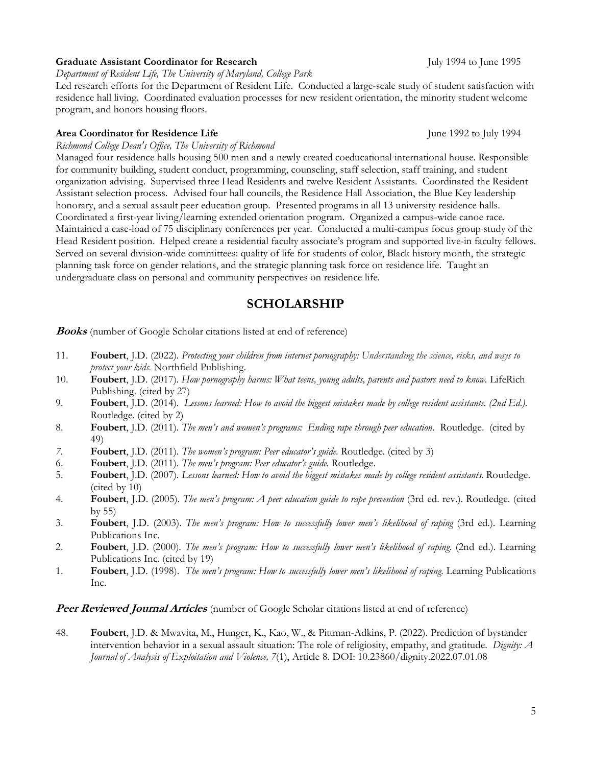**Graduate Assistant Coordinator for Research** July 1994 to June 1995

*Department of Resident Life, The University of Maryland, College Park*

Led research efforts for the Department of Resident Life. Conducted a large-scale study of student satisfaction with residence hall living. Coordinated evaluation processes for new resident orientation, the minority student welcome program, and honors housing floors.

**Area Coordinator for Residence Life** June 1992 to July 1994

*Richmond College Dean's Office, The University of Richmond*

Managed four residence halls housing 500 men and a newly created coeducational international house. Responsible for community building, student conduct, programming, counseling, staff selection, staff training, and student organization advising. Supervised three Head Residents and twelve Resident Assistants. Coordinated the Resident Assistant selection process. Advised four hall councils, the Residence Hall Association, the Blue Key leadership honorary, and a sexual assault peer education group. Presented programs in all 13 university residence halls. Coordinated a first-year living/learning extended orientation program. Organized a campus-wide canoe race. Maintained a case-load of 75 disciplinary conferences per year. Conducted a multi-campus focus group study of the Head Resident position. Helped create a residential faculty associate's program and supported live-in faculty fellows. Served on several division-wide committees: quality of life for students of color, Black history month, the strategic planning task force on gender relations, and the strategic planning task force on residence life. Taught an undergraduate class on personal and community perspectives on residence life.

## SCHOLARSHIP

***Books*** (number of Google Scholar citations listed at end of reference)

11. **Foubert**, J.D. (2022). *Protecting your children from internet pornography: Understanding the science, risks, and ways to protect your kids.* Northfield Publishing.
10. **Foubert**, J.D. (2017). *How pornography harms: What teens, young adults, parents and pastors need to know.* LifeRich Publishing. (cited by 27)
9. **Foubert**, J.D. (2014). *Lessons learned: How to avoid the biggest mistakes made by college resident assistants. (2nd Ed.).* Routledge. (cited by 2)
8. **Foubert**, J.D. (2011). *The men's and women's programs: Ending rape through peer education*. Routledge. (cited by 49)
7. **Foubert**, J.D. (2011). *The women's program: Peer educator's guide.* Routledge. (cited by 3)
6. **Foubert**, J.D. (2011). *The men's program: Peer educator's guide.* Routledge.
5. **Foubert**, J.D. (2007). *Lessons learned: How to avoid the biggest mistakes made by college resident assistants.* Routledge. (cited by 10)
4. **Foubert**, J.D. (2005). *The men's program: A peer education guide to rape prevention* (3rd ed. rev.). Routledge. (cited by 55)
3. **Foubert**, J.D. (2003). *The men's program: How to successfully lower men's likelihood of raping* (3rd ed.). Learning Publications Inc.
2. **Foubert**, J.D. (2000). *The men's program: How to successfully lower men's likelihood of raping.* (2nd ed.). Learning Publications Inc. (cited by 19)
1. **Foubert**, J.D. (1998). *The men's program: How to successfully lower men's likelihood of raping.* Learning Publications Inc.

***Peer Reviewed Journal Articles*** (number of Google Scholar citations listed at end of reference)

48. **Foubert**, J.D. & Mwavita, M., Hunger, K., Kao, W., & Pittman-Adkins, P. (2022). Prediction of bystander intervention behavior in a sexual assault situation: The role of religiosity, empathy, and gratitude. *Dignity: A Journal of Analysis of Exploitation and Violence, 7*(1), Article 8. DOI: 10.23860/dignity.2022.07.01.08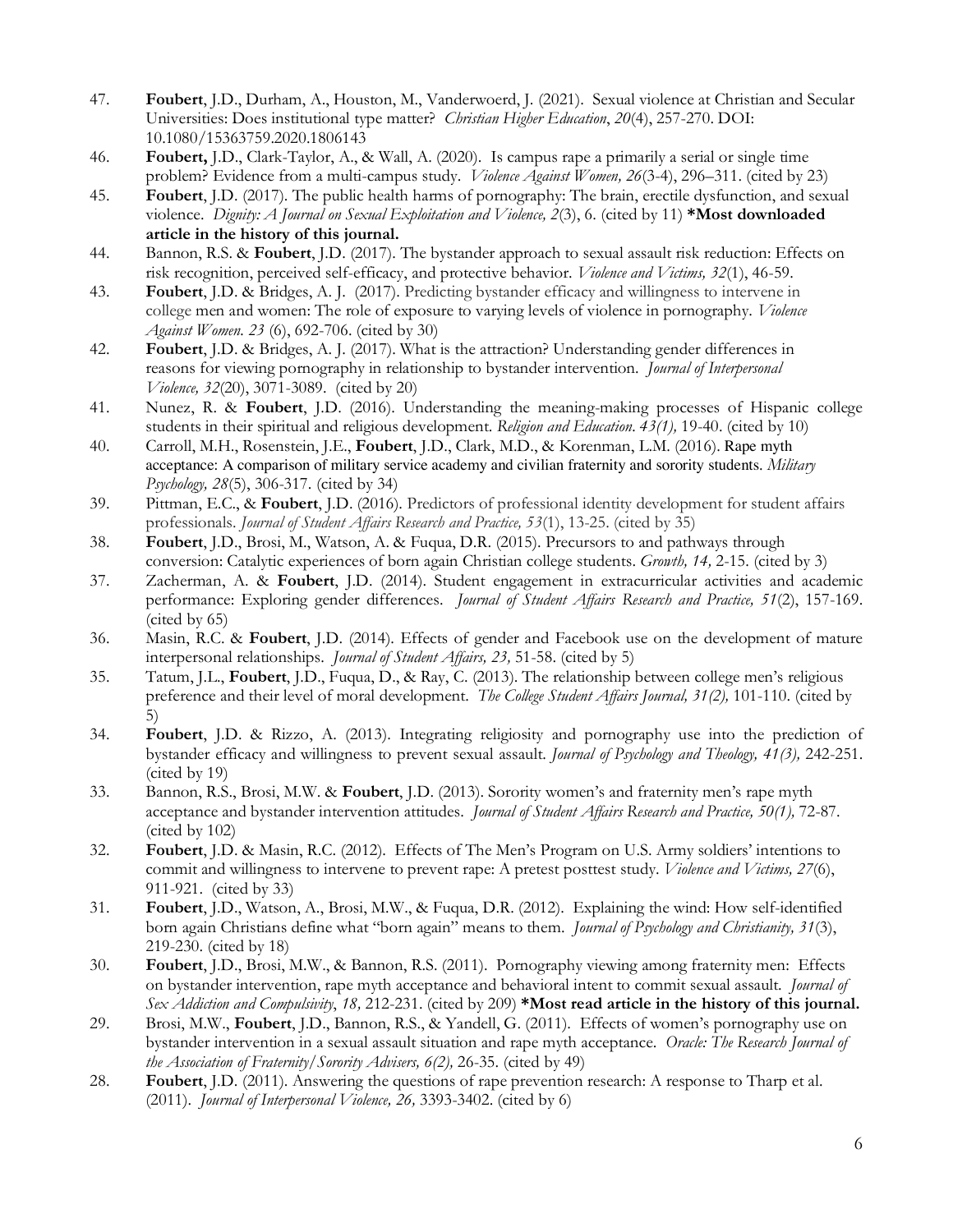47. **Foubert**, J.D., Durham, A., Houston, M., Vanderwoerd, J. (2021). Sexual violence at Christian and Secular Universities: Does institutional type matter? *Christian Higher Education*, *20*(4), 257-270. DOI: 10.1080/15363759.2020.1806143
46. **Foubert,** J.D., Clark-Taylor, A., & Wall, A. (2020). Is campus rape a primarily a serial or single time problem? Evidence from a multi-campus study. *Violence Against Women, 26*(3-4), 296–311. (cited by 23)
45. **Foubert**, J.D. (2017). The public health harms of pornography: The brain, erectile dysfunction, and sexual violence. *Dignity: A Journal on Sexual Exploitation and Violence, 2*(3), 6. (cited by 11) **\*Most downloaded article in the history of this journal.**
44. Bannon, R.S. & **Foubert**, J.D. (2017). The bystander approach to sexual assault risk reduction: Effects on risk recognition, perceived self-efficacy, and protective behavior. *Violence and Victims, 32*(1), 46-59.
43. **Foubert**, J.D. & Bridges, A. J. (2017). Predicting bystander efficacy and willingness to intervene in college men and women: The role of exposure to varying levels of violence in pornography. *Violence Against Women. 23* (6), 692-706. (cited by 30)
42. **Foubert**, J.D. & Bridges, A. J. (2017). What is the attraction? Understanding gender differences in reasons for viewing pornography in relationship to bystander intervention. *Journal of Interpersonal Violence, 32*(20), 3071-3089. (cited by 20)
41. Nunez, R. & **Foubert**, J.D. (2016). Understanding the meaning-making processes of Hispanic college students in their spiritual and religious development. *Religion and Education. 43(1),* 19-40. (cited by 10)
40. Carroll, M.H., Rosenstein, J.E., **Foubert**, J.D., Clark, M.D., & Korenman, L.M. (2016). Rape myth acceptance: A comparison of military service academy and civilian fraternity and sorority students. *Military Psychology, 28*(5), 306-317. (cited by 34)
39. Pittman, E.C., & **Foubert**, J.D. (2016). Predictors of professional identity development for student affairs professionals. *Journal of Student Affairs Research and Practice, 53*(1), 13-25. (cited by 35)
38. **Foubert**, J.D., Brosi, M., Watson, A. & Fuqua, D.R. (2015). Precursors to and pathways through conversion: Catalytic experiences of born again Christian college students. *Growth, 14,* 2-15. (cited by 3)
37. Zacherman, A. & **Foubert**, J.D. (2014). Student engagement in extracurricular activities and academic performance: Exploring gender differences. *Journal of Student Affairs Research and Practice, 51*(2), 157-169. (cited by 65)
36. Masin, R.C. & **Foubert**, J.D. (2014). Effects of gender and Facebook use on the development of mature interpersonal relationships. *Journal of Student Affairs, 23,* 51-58. (cited by 5)
35. Tatum, J.L., **Foubert**, J.D., Fuqua, D., & Ray, C. (2013). The relationship between college men's religious preference and their level of moral development. *The College Student Affairs Journal, 31(2),* 101-110. (cited by 5)
34. **Foubert**, J.D. & Rizzo, A. (2013). Integrating religiosity and pornography use into the prediction of bystander efficacy and willingness to prevent sexual assault. *Journal of Psychology and Theology, 41(3),* 242-251. (cited by 19)
33. Bannon, R.S., Brosi, M.W. & **Foubert**, J.D. (2013). Sorority women's and fraternity men's rape myth acceptance and bystander intervention attitudes. *Journal of Student Affairs Research and Practice, 50(1),* 72-87. (cited by 102)
32. **Foubert**, J.D. & Masin, R.C. (2012). Effects of The Men's Program on U.S. Army soldiers' intentions to commit and willingness to intervene to prevent rape: A pretest posttest study. *Violence and Victims, 27*(6), 911-921. (cited by 33)
31. **Foubert**, J.D., Watson, A., Brosi, M.W., & Fuqua, D.R. (2012). Explaining the wind: How self-identified born again Christians define what "born again" means to them. *Journal of Psychology and Christianity, 31*(3), 219-230. (cited by 18)
30. **Foubert**, J.D., Brosi, M.W., & Bannon, R.S. (2011). Pornography viewing among fraternity men: Effects on bystander intervention, rape myth acceptance and behavioral intent to commit sexual assault. *Journal of Sex Addiction and Compulsivity*, *18,* 212-231. (cited by 209) **\*Most read article in the history of this journal.**
29. Brosi, M.W., **Foubert**, J.D., Bannon, R.S., & Yandell, G. (2011). Effects of women's pornography use on bystander intervention in a sexual assault situation and rape myth acceptance. *Oracle: The Research Journal of the Association of Fraternity/Sorority Advisers, 6(2),* 26-35. (cited by 49)
28. **Foubert**, J.D. (2011). Answering the questions of rape prevention research: A response to Tharp et al. (2011). *Journal of Interpersonal Violence, 26,* 3393-3402. (cited by 6)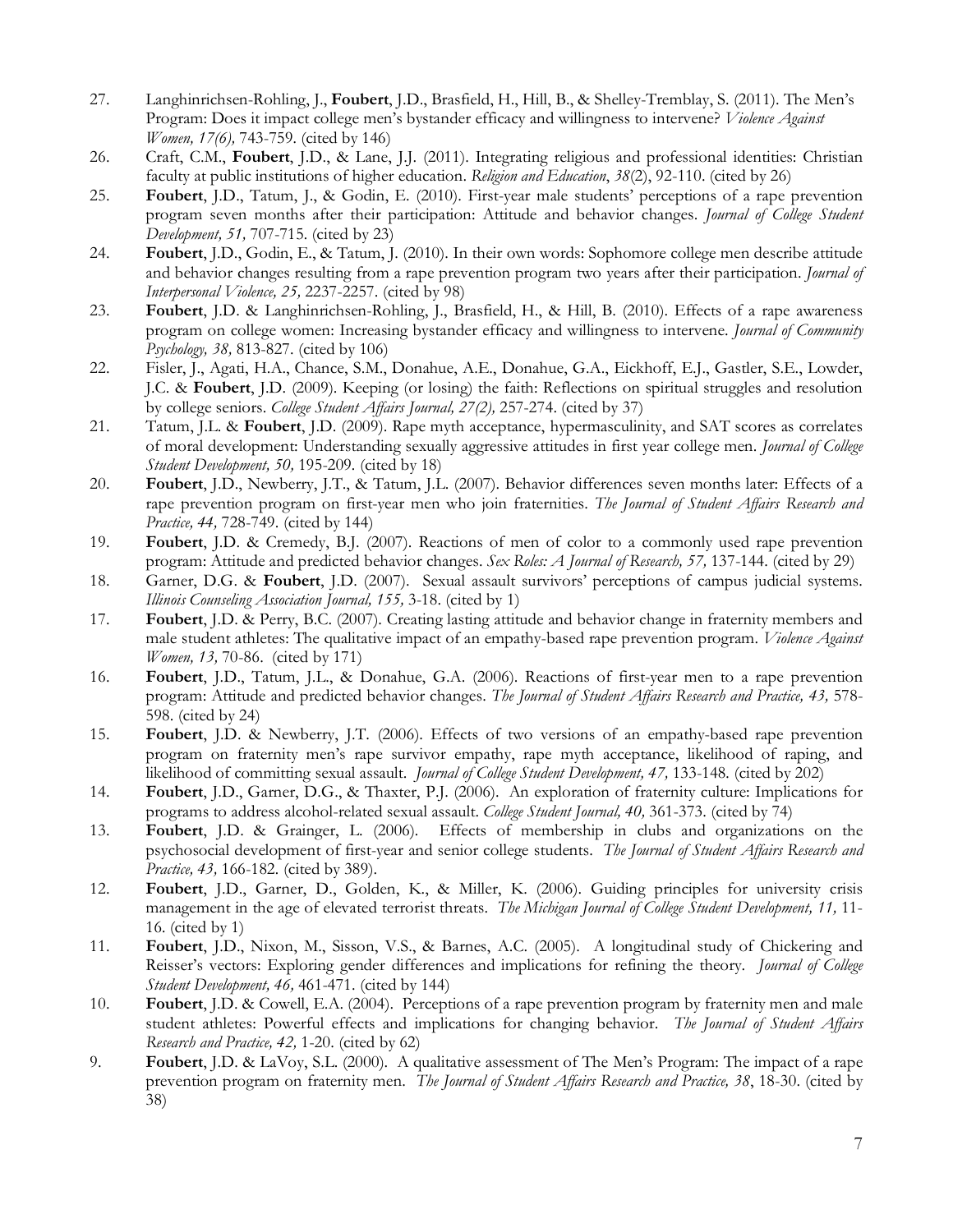27. Langhinrichsen-Rohling, J., **Foubert**, J.D., Brasfield, H., Hill, B., & Shelley-Tremblay, S. (2011). The Men's Program: Does it impact college men's bystander efficacy and willingness to intervene? *Violence Against Women, 17(6),* 743-759. (cited by 146)
26. Craft, C.M., **Foubert**, J.D., & Lane, J.J. (2011). Integrating religious and professional identities: Christian faculty at public institutions of higher education. *Religion and Education*, *38*(2), 92-110. (cited by 26)
25. **Foubert**, J.D., Tatum, J., & Godin, E. (2010). First-year male students' perceptions of a rape prevention program seven months after their participation: Attitude and behavior changes. *Journal of College Student Development, 51,* 707-715. (cited by 23)
24. **Foubert**, J.D., Godin, E., & Tatum, J. (2010). In their own words: Sophomore college men describe attitude and behavior changes resulting from a rape prevention program two years after their participation. *Journal of Interpersonal Violence, 25,* 2237-2257. (cited by 98)
23. **Foubert**, J.D. & Langhinrichsen-Rohling, J., Brasfield, H., & Hill, B. (2010). Effects of a rape awareness program on college women: Increasing bystander efficacy and willingness to intervene. *Journal of Community Psychology, 38,* 813-827. (cited by 106)
22. Fisler, J., Agati, H.A., Chance, S.M., Donahue, A.E., Donahue, G.A., Eickhoff, E.J., Gastler, S.E., Lowder, J.C. & **Foubert**, J.D. (2009). Keeping (or losing) the faith: Reflections on spiritual struggles and resolution by college seniors. *College Student Affairs Journal, 27(2),* 257-274. (cited by 37)
21. Tatum, J.L. & **Foubert**, J.D. (2009). Rape myth acceptance, hypermasculinity, and SAT scores as correlates of moral development: Understanding sexually aggressive attitudes in first year college men. *Journal of College Student Development, 50,* 195-209. (cited by 18)
20. **Foubert**, J.D., Newberry, J.T., & Tatum, J.L. (2007). Behavior differences seven months later: Effects of a rape prevention program on first-year men who join fraternities. *The Journal of Student Affairs Research and Practice, 44,* 728-749. (cited by 144)
19. **Foubert**, J.D. & Cremedy, B.J. (2007). Reactions of men of color to a commonly used rape prevention program: Attitude and predicted behavior changes. *Sex Roles: A Journal of Research, 57,* 137-144. (cited by 29)
18. Garner, D.G. & **Foubert**, J.D. (2007). Sexual assault survivors' perceptions of campus judicial systems. *Illinois Counseling Association Journal, 155,* 3-18. (cited by 1)
17. **Foubert**, J.D. & Perry, B.C. (2007). Creating lasting attitude and behavior change in fraternity members and male student athletes: The qualitative impact of an empathy-based rape prevention program. *Violence Against Women, 13,* 70-86. (cited by 171)
16. **Foubert**, J.D., Tatum, J.L., & Donahue, G.A. (2006). Reactions of first-year men to a rape prevention program: Attitude and predicted behavior changes. *The Journal of Student Affairs Research and Practice, 43,* 578-598. (cited by 24)
15. **Foubert**, J.D. & Newberry, J.T. (2006). Effects of two versions of an empathy-based rape prevention program on fraternity men's rape survivor empathy, rape myth acceptance, likelihood of raping, and likelihood of committing sexual assault. *Journal of College Student Development, 47,* 133-148. (cited by 202)
14. **Foubert**, J.D., Garner, D.G., & Thaxter, P.J. (2006). An exploration of fraternity culture: Implications for programs to address alcohol-related sexual assault. *College Student Journal, 40,* 361-373. (cited by 74)
13. **Foubert**, J.D. & Grainger, L. (2006). Effects of membership in clubs and organizations on the psychosocial development of first-year and senior college students. *The Journal of Student Affairs Research and Practice, 43,* 166-182. (cited by 389).
12. **Foubert**, J.D., Garner, D., Golden, K., & Miller, K. (2006). Guiding principles for university crisis management in the age of elevated terrorist threats. *The Michigan Journal of College Student Development, 11,* 11-16. (cited by 1)
11. **Foubert**, J.D., Nixon, M., Sisson, V.S., & Barnes, A.C. (2005). A longitudinal study of Chickering and Reisser's vectors: Exploring gender differences and implications for refining the theory. *Journal of College Student Development, 46,* 461-471. (cited by 144)
10. **Foubert**, J.D. & Cowell, E.A. (2004). Perceptions of a rape prevention program by fraternity men and male student athletes: Powerful effects and implications for changing behavior. *The Journal of Student Affairs Research and Practice, 42,* 1-20. (cited by 62)
9. **Foubert**, J.D. & LaVoy, S.L. (2000). A qualitative assessment of The Men's Program: The impact of a rape prevention program on fraternity men. *The Journal of Student Affairs Research and Practice, 38*, 18-30. (cited by 38)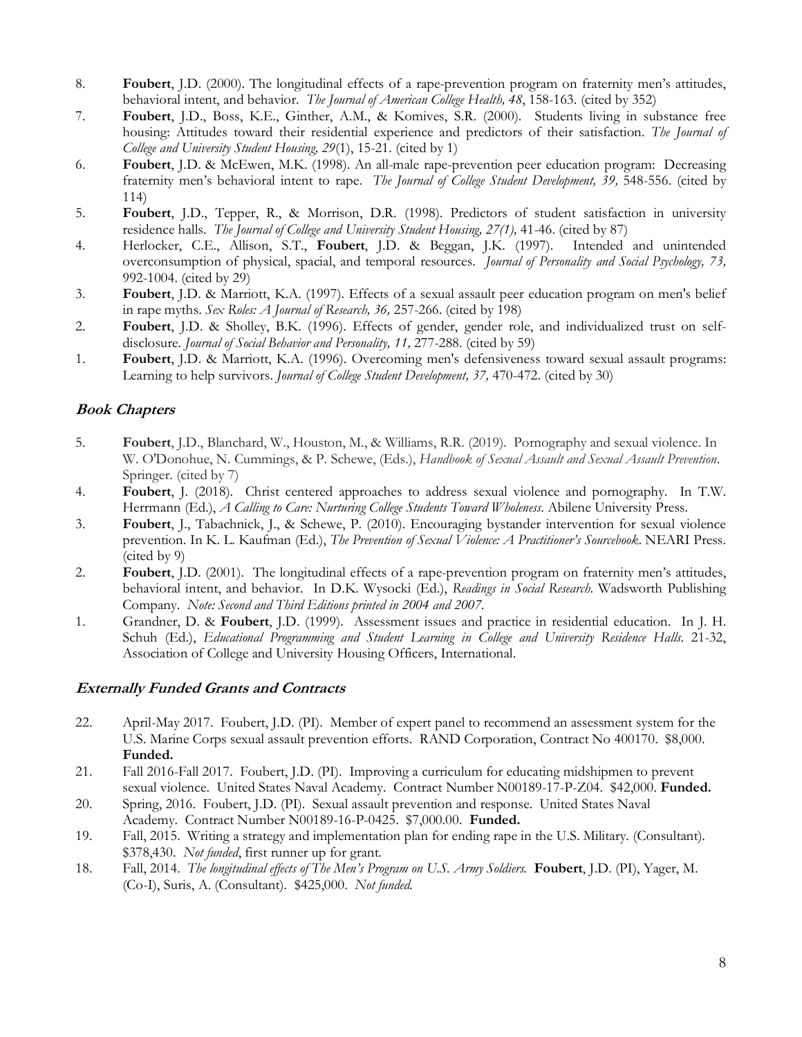8. **Foubert**, J.D. (2000). The longitudinal effects of a rape-prevention program on fraternity men's attitudes, behavioral intent, and behavior. *The Journal of American College Health, 48*, 158-163. (cited by 352)
7. **Foubert**, J.D., Boss, K.E., Ginther, A.M., & Komives, S.R. (2000). Students living in substance free housing: Attitudes toward their residential experience and predictors of their satisfaction. *The Journal of College and University Student Housing, 29*(1), 15-21. (cited by 1)
6. **Foubert**, J.D. & McEwen, M.K. (1998). An all-male rape-prevention peer education program: Decreasing fraternity men's behavioral intent to rape. *The Journal of College Student Development, 39,* 548-556. (cited by 114)
5. **Foubert**, J.D., Tepper, R., & Morrison, D.R. (1998). Predictors of student satisfaction in university residence halls. *The Journal of College and University Student Housing, 27(1),* 41-46. (cited by 87)
4. Herlocker, C.E., Allison, S.T., **Foubert**, J.D. & Beggan, J.K. (1997). Intended and unintended overconsumption of physical, spacial, and temporal resources. *Journal of Personality and Social Psychology, 73,* 992-1004. (cited by 29)
3. **Foubert**, J.D. & Marriott, K.A. (1997). Effects of a sexual assault peer education program on men's belief in rape myths. *Sex Roles: A Journal of Research, 36,* 257-266. (cited by 198)
2. **Foubert**, J.D. & Sholley, B.K. (1996). Effects of gender, gender role, and individualized trust on self-disclosure. *Journal of Social Behavior and Personality, 11,* 277-288. (cited by 59)
1. **Foubert**, J.D. & Marriott, K.A. (1996). Overcoming men's defensiveness toward sexual assault programs: Learning to help survivors. *Journal of College Student Development, 37,* 470-472. (cited by 30)

## Book Chapters

5. **Foubert**, J.D., Blanchard, W., Houston, M., & Williams, R.R. (2019). Pornography and sexual violence. In W. O'Donohue, N. Cummings, & P. Schewe, (Eds.), *Handbook of Sexual Assault and Sexual Assault Prevention*. Springer. (cited by 7)
4. **Foubert**, J. (2018). Christ centered approaches to address sexual violence and pornography. In T.W. Herrmann (Ed.), *A Calling to Care: Nurturing College Students Toward Wholeness*. Abilene University Press.
3. **Foubert**, J., Tabachnick, J., & Schewe, P. (2010). Encouraging bystander intervention for sexual violence prevention. In K. L. Kaufman (Ed.), *The Prevention of Sexual Violence: A Practitioner's Sourcebook*. NEARI Press. (cited by 9)
2. **Foubert**, J.D. (2001). The longitudinal effects of a rape-prevention program on fraternity men's attitudes, behavioral intent, and behavior. In D.K. Wysocki (Ed.), *Readings in Social Research*. Wadsworth Publishing Company. *Note: Second and Third Editions printed in 2004 and 2007.*
1. Grandner, D. & **Foubert**, J.D. (1999). Assessment issues and practice in residential education. In J. H. Schuh (Ed.), *Educational Programming and Student Learning in College and University Residence Halls*. 21-32, Association of College and University Housing Officers, International.

## Externally Funded Grants and Contracts

22. April-May 2017. Foubert, J.D. (PI). Member of expert panel to recommend an assessment system for the U.S. Marine Corps sexual assault prevention efforts. RAND Corporation, Contract No 400170. $8,000. **Funded.**
21. Fall 2016-Fall 2017. Foubert, J.D. (PI). Improving a curriculum for educating midshipmen to prevent sexual violence. United States Naval Academy. Contract Number N00189-17-P-Z04. $42,000. **Funded.**
20. Spring, 2016. Foubert, J.D. (PI). Sexual assault prevention and response. United States Naval Academy. Contract Number N00189-16-P-0425. $7,000.00. **Funded.**
19. Fall, 2015. Writing a strategy and implementation plan for ending rape in the U.S. Military. (Consultant). $378,430. *Not funded*, first runner up for grant.
18. Fall, 2014. *The longitudinal effects of The Men's Program on U.S. Army Soldiers.* **Foubert**, J.D. (PI), Yager, M. (Co-I), Suris, A. (Consultant). $425,000. *Not funded.*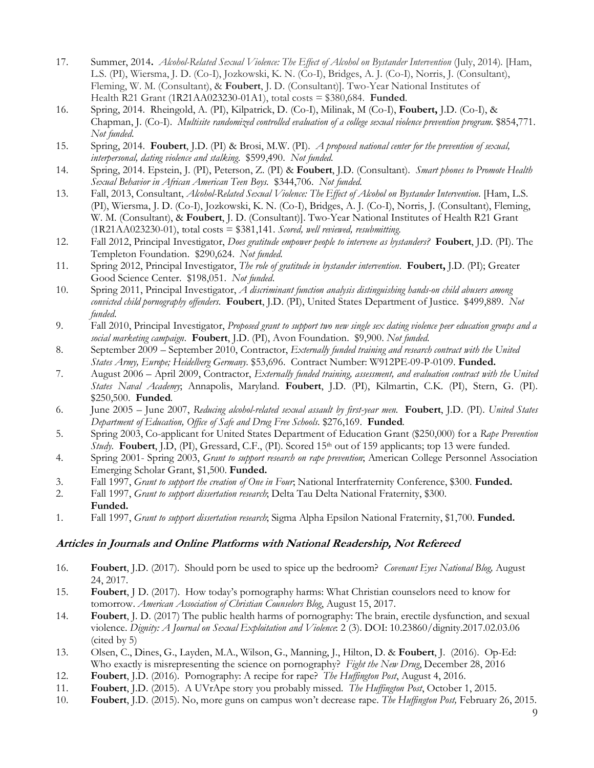17. Summer, 2014**.** *Alcohol-Related Sexual Violence: The Effect of Alcohol on Bystander Intervention* (July, 2014). [Ham, L.S. (PI), Wiersma, J. D. (Co-I), Jozkowski, K. N. (Co-I), Bridges, A. J. (Co-I), Norris, J. (Consultant), Fleming, W. M. (Consultant), & **Foubert**, J. D. (Consultant)]. Two-Year National Institutes of Health R21 Grant (1R21AA023230-01A1), total costs = $380,684. **Funded**.
16. Spring, 2014. Rheingold, A. (PI), Kilpatrick, D. (Co-I), Milinak, M (Co-I), **Foubert,** J.D. (Co-I), & Chapman, J. (Co-I). *Multisite randomized controlled evaluation of a college sexual violence prevention program*. $854,771. *Not funded*.
15. Spring, 2014. **Foubert**, J.D. (PI) & Brosi, M.W. (PI). *A proposed national center for the prevention of sexual, interpersonal, dating violence and stalking*. $599,490. *Not funded*.
14. Spring, 2014. Epstein, J. (PI), Peterson, Z. (PI) & **Foubert**, J.D. (Consultant). *Smart phones to Promote Health Sexual Behavior in African American Teen Boys*. $344,706. *Not funded*.
13. Fall, 2013, Consultant, *Alcohol-Related Sexual Violence: The Effect of Alcohol on Bystander Intervention*. [Ham, L.S. (PI), Wiersma, J. D. (Co-I), Jozkowski, K. N. (Co-I), Bridges, A. J. (Co-I), Norris, J. (Consultant), Fleming, W. M. (Consultant), & **Foubert**, J. D. (Consultant)]. Two-Year National Institutes of Health R21 Grant (1R21AA023230-01), total costs = $381,141. *Scored, well reviewed, resubmitting*.
12. Fall 2012, Principal Investigator, *Does gratitude empower people to intervene as bystanders?* **Foubert**, J.D. (PI). The Templeton Foundation. $290,624. *Not funded*.
11. Spring 2012, Principal Investigator, *The role of gratitude in bystander intervention*. **Foubert,** J.D. (PI); Greater Good Science Center. $198,051. *Not funded*.
10. Spring 2011, Principal Investigator, *A discriminant function analysis distinguishing hands-on child abusers among convicted child pornography offenders*. **Foubert**, J.D. (PI), United States Department of Justice. $499,889. *Not funded*.
9. Fall 2010, Principal Investigator, *Proposed grant to support two new single sex dating violence peer education groups and a social marketing campaign*. **Foubert**, J.D. (PI), Avon Foundation. $9,900. *Not funded*.
8. September 2009 – September 2010, Contractor, *Externally funded training and research contract with the United States Army, Europe; Heidelberg Germany*. $53,696. Contract Number: W912PE-09-P-0109. **Funded.**
7. August 2006 – April 2009, Contractor, *Externally funded training, assessment, and evaluation contract with the United States Naval Academy*; Annapolis, Maryland. **Foubert**, J.D. (PI), Kilmartin, C.K. (PI), Stern, G. (PI). $250,500. **Funded**.
6. June 2005 – June 2007, *Reducing alcohol-related sexual assault by first-year men*. **Foubert**, J.D. (PI). *United States Department of Education, Office of Safe and Drug Free Schools*. $276,169. **Funded**.
5. Spring 2003, Co-applicant for United States Department of Education Grant ($250,000) for a *Rape Prevention Study*. **Foubert**, J.D, (PI), Gressard, C.F., (PI). Scored 15th out of 159 applicants; top 13 were funded.
4. Spring 2001- Spring 2003, *Grant to support research on rape prevention*; American College Personnel Association Emerging Scholar Grant, $1,500. **Funded.**
3. Fall 1997, *Grant to support the creation of One in Four*; National Interfraternity Conference, $300. **Funded.**
2. Fall 1997, *Grant to support dissertation research*; Delta Tau Delta National Fraternity, $300. **Funded.**
1. Fall 1997, *Grant to support dissertation research*; Sigma Alpha Epsilon National Fraternity, $1,700. **Funded.**

### *Articles in Journals and Online Platforms with National Readership, Not Refereed*

16. **Foubert**, J.D. (2017). Should porn be used to spice up the bedroom? *Covenant Eyes National Blog,* August 24, 2017.
15. **Foubert**, J D. (2017). How today's pornography harms: What Christian counselors need to know for tomorrow. *American Association of Christian Counselors Blog*, August 15, 2017.
14. **Foubert**, J. D. (2017) The public health harms of pornography: The brain, erectile dysfunction, and sexual violence. *Dignity: A Journal on Sexual Exploitation and Violence*: 2 (3). DOI: 10.23860/dignity.2017.02.03.06 (cited by 5)
13. Olsen, C., Dines, G., Layden, M.A., Wilson, G., Manning, J., Hilton, D. & **Foubert**, J. (2016). Op-Ed: Who exactly is misrepresenting the science on pornography? *Fight the New Drug*, December 28, 2016
12. **Foubert**, J.D. (2016). Pornography: A recipe for rape? *The Huffington Post*, August 4, 2016.
11. **Foubert**, J.D. (2015). A UVrApe story you probably missed. *The Huffington Post*, October 1, 2015.
10. **Foubert**, J.D. (2015). No, more guns on campus won't decrease rape. *The Huffington Post,* February 26, 2015.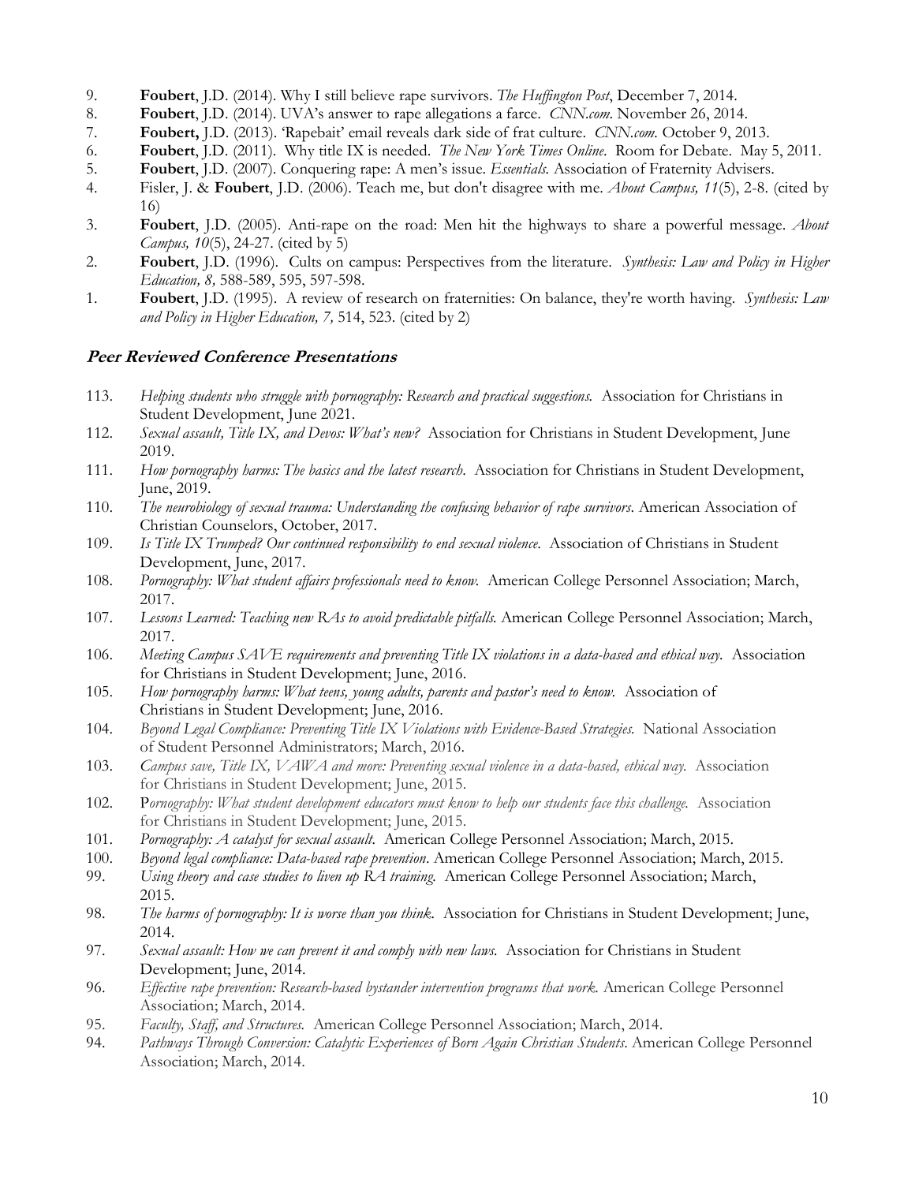9. **Foubert**, J.D. (2014). Why I still believe rape survivors. *The Huffington Post*, December 7, 2014.
8. **Foubert**, J.D. (2014). UVA's answer to rape allegations a farce. *CNN.com*. November 26, 2014.
7. **Foubert,** J.D. (2013). 'Rapebait' email reveals dark side of frat culture. *CNN.com.* October 9, 2013.
6. **Foubert**, J.D. (2011). Why title IX is needed. *The New York Times Online*. Room for Debate. May 5, 2011.
5. **Foubert**, J.D. (2007). Conquering rape: A men's issue. *Essentials*. Association of Fraternity Advisers.
4. Fisler, J. & **Foubert**, J.D. (2006). Teach me, but don't disagree with me. *About Campus, 11*(5), 2-8. (cited by 16)
3. **Foubert**, J.D. (2005). Anti-rape on the road: Men hit the highways to share a powerful message. *About Campus, 10*(5), 24-27. (cited by 5)
2. **Foubert**, J.D. (1996). Cults on campus: Perspectives from the literature. *Synthesis: Law and Policy in Higher Education, 8,* 588-589, 595, 597-598.
1. **Foubert**, J.D. (1995). A review of research on fraternities: On balance, they're worth having. *Synthesis: Law and Policy in Higher Education, 7,* 514, 523. (cited by 2)

### Peer Reviewed Conference Presentations

113. *Helping students who struggle with pornography: Research and practical suggestions.* Association for Christians in Student Development, June 2021.
112. *Sexual assault, Title IX, and Devos: What's new?* Association for Christians in Student Development, June 2019.
111. *How pornography harms: The basics and the latest research.* Association for Christians in Student Development, June, 2019.
110. *The neurobiology of sexual trauma: Understanding the confusing behavior of rape survivors*. American Association of Christian Counselors, October, 2017.
109. *Is Title IX Trumped? Our continued responsibility to end sexual violence.* Association of Christians in Student Development, June, 2017.
108. *Pornography: What student affairs professionals need to know.* American College Personnel Association; March, 2017.
107. *Lessons Learned: Teaching new RAs to avoid predictable pitfalls.* American College Personnel Association; March, 2017.
106. *Meeting Campus SAVE requirements and preventing Title IX violations in a data-based and ethical way.* Association for Christians in Student Development; June, 2016.
105. *How pornography harms: What teens, young adults, parents and pastor's need to know.* Association of Christians in Student Development; June, 2016.
104. *Beyond Legal Compliance: Preventing Title IX Violations with Evidence-Based Strategies.* National Association of Student Personnel Administrators; March, 2016.
103. *Campus save, Title IX, VAWA and more: Preventing sexual violence in a data-based, ethical way.* Association for Christians in Student Development; June, 2015.
102. P*ornography: What student development educators must know to help our students face this challenge.* Association for Christians in Student Development; June, 2015.
101. *Pornography: A catalyst for sexual assault.* American College Personnel Association; March, 2015.
100. *Beyond legal compliance: Data-based rape prevention*. American College Personnel Association; March, 2015.
99. *Using theory and case studies to liven up RA training.* American College Personnel Association; March, 2015.
98. *The harms of pornography: It is worse than you think.* Association for Christians in Student Development; June, 2014.
97. *Sexual assault: How we can prevent it and comply with new laws.* Association for Christians in Student Development; June, 2014.
96. *Effective rape prevention: Research-based bystander intervention programs that work.* American College Personnel Association; March, 2014.
95. *Faculty, Staff, and Structures.* American College Personnel Association; March, 2014.
94. *Pathways Through Conversion: Catalytic Experiences of Born Again Christian Students*. American College Personnel Association; March, 2014.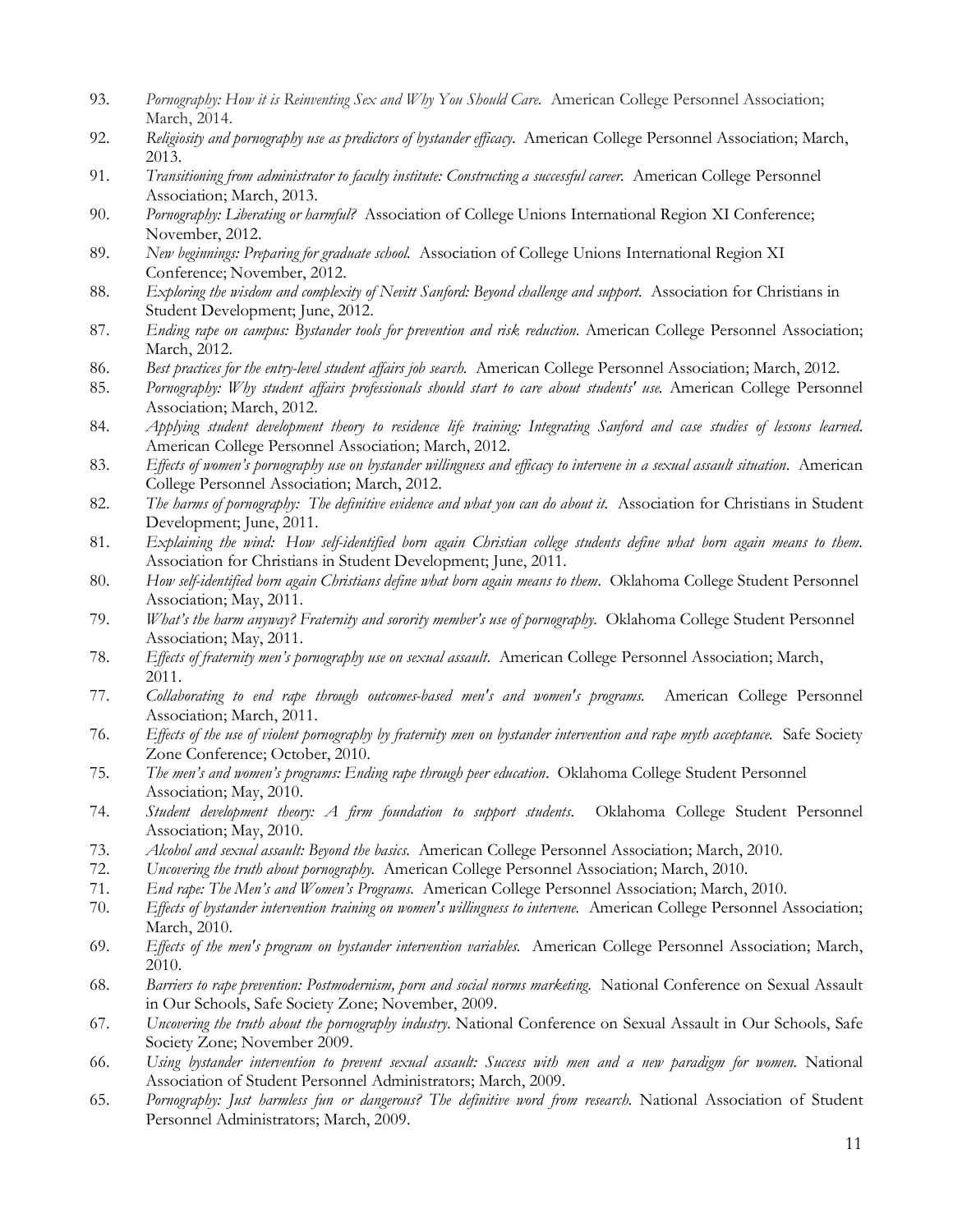93. *Pornography: How it is Reinventing Sex and Why You Should Care.* American College Personnel Association; March, 2014.
92. *Religiosity and pornography use as predictors of bystander efficacy.* American College Personnel Association; March, 2013.
91. *Transitioning from administrator to faculty institute: Constructing a successful career.* American College Personnel Association; March, 2013.
90. *Pornography: Liberating or harmful?* Association of College Unions International Region XI Conference; November, 2012.
89. *New beginnings: Preparing for graduate school.* Association of College Unions International Region XI Conference; November, 2012.
88. *Exploring the wisdom and complexity of Nevitt Sanford: Beyond challenge and support.* Association for Christians in Student Development; June, 2012.
87. *Ending rape on campus: Bystander tools for prevention and risk reduction.* American College Personnel Association; March, 2012.
86. *Best practices for the entry-level student affairs job search.* American College Personnel Association; March, 2012.
85. *Pornography: Why student affairs professionals should start to care about students' use.* American College Personnel Association; March, 2012.
84. *Applying student development theory to residence life training: Integrating Sanford and case studies of lessons learned.* American College Personnel Association; March, 2012.
83. *Effects of women's pornography use on bystander willingness and efficacy to intervene in a sexual assault situation.* American College Personnel Association; March, 2012.
82. *The harms of pornography: The definitive evidence and what you can do about it.* Association for Christians in Student Development; June, 2011.
81. *Explaining the wind: How self-identified born again Christian college students define what born again means to them.* Association for Christians in Student Development; June, 2011.
80. *How self-identified born again Christians define what born again means to them.* Oklahoma College Student Personnel Association; May, 2011.
79. *What's the harm anyway? Fraternity and sorority member's use of pornography.* Oklahoma College Student Personnel Association; May, 2011.
78. *Effects of fraternity men's pornography use on sexual assault.* American College Personnel Association; March, 2011.
77. *Collaborating to end rape through outcomes-based men's and women's programs.* American College Personnel Association; March, 2011.
76. *Effects of the use of violent pornography by fraternity men on bystander intervention and rape myth acceptance.* Safe Society Zone Conference; October, 2010.
75. *The men's and women's programs: Ending rape through peer education.* Oklahoma College Student Personnel Association; May, 2010.
74. *Student development theory: A firm foundation to support students.* Oklahoma College Student Personnel Association; May, 2010.
73. *Alcohol and sexual assault: Beyond the basics.* American College Personnel Association; March, 2010.
72. *Uncovering the truth about pornography.* American College Personnel Association; March, 2010.
71. *End rape: The Men's and Women's Programs.* American College Personnel Association; March, 2010.
70. *Effects of bystander intervention training on women's willingness to intervene.* American College Personnel Association; March, 2010.
69. *Effects of the men's program on bystander intervention variables.* American College Personnel Association; March, 2010.
68. *Barriers to rape prevention: Postmodernism, porn and social norms marketing.* National Conference on Sexual Assault in Our Schools, Safe Society Zone; November, 2009.
67. *Uncovering the truth about the pornography industry.* National Conference on Sexual Assault in Our Schools, Safe Society Zone; November 2009.
66. *Using bystander intervention to prevent sexual assault: Success with men and a new paradigm for women.* National Association of Student Personnel Administrators; March, 2009.
65. *Pornography: Just harmless fun or dangerous? The definitive word from research.* National Association of Student Personnel Administrators; March, 2009.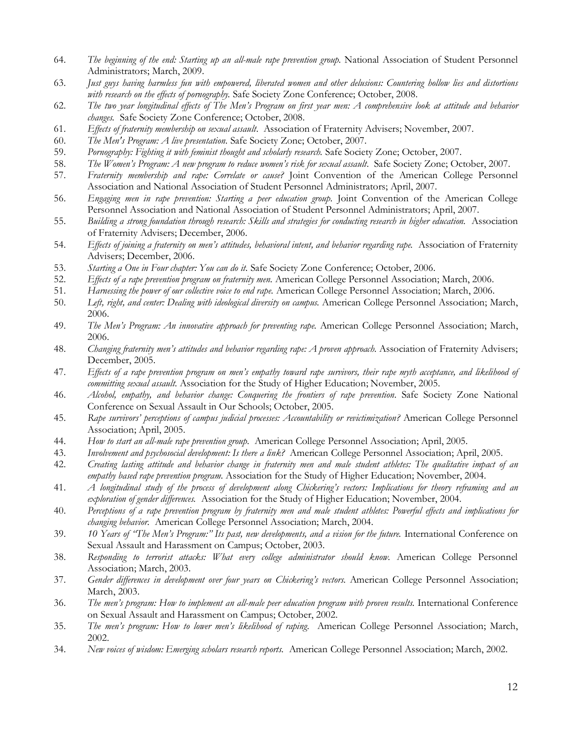64. *The beginning of the end: Starting up an all-male rape prevention group.* National Association of Student Personnel Administrators; March, 2009.
63. *Just guys having harmless fun with empowered, liberated women and other delusions: Countering hollow lies and distortions with research on the effects of pornography.* Safe Society Zone Conference; October, 2008.
62. *The two year longitudinal effects of The Men's Program on first year men: A comprehensive look at attitude and behavior changes.* Safe Society Zone Conference; October, 2008.
61. *Effects of fraternity membership on sexual assault.* Association of Fraternity Advisers; November, 2007.
60. *The Men's Program: A live presentation.* Safe Society Zone; October, 2007.
59. *Pornography: Fighting it with feminist thought and scholarly research.* Safe Society Zone; October, 2007.
58. *The Women's Program: A new program to reduce women's risk for sexual assault.* Safe Society Zone; October, 2007.
57. *Fraternity membership and rape: Correlate or cause?* Joint Convention of the American College Personnel Association and National Association of Student Personnel Administrators; April, 2007.
56. *Engaging men in rape prevention: Starting a peer education group.* Joint Convention of the American College Personnel Association and National Association of Student Personnel Administrators; April, 2007.
55. *Building a strong foundation through research: Skills and strategies for conducting research in higher education.* Association of Fraternity Advisers; December, 2006.
54. *Effects of joining a fraternity on men's attitudes, behavioral intent, and behavior regarding rape.* Association of Fraternity Advisers; December, 2006.
53. *Starting a One in Four chapter: You can do it.* Safe Society Zone Conference; October, 2006.
52. *Effects of a rape prevention program on fraternity men.* American College Personnel Association; March, 2006.
51. *Harnessing the power of our collective voice to end rape.* American College Personnel Association; March, 2006.
50. *Left, right, and center: Dealing with ideological diversity on campus.* American College Personnel Association; March, 2006.
49. *The Men's Program: An innovative approach for preventing rape.* American College Personnel Association; March, 2006.
48. *Changing fraternity men's attitudes and behavior regarding rape: A proven approach.* Association of Fraternity Advisers; December, 2005.
47. *Effects of a rape prevention program on men's empathy toward rape survivors, their rape myth acceptance, and likelihood of committing sexual assault.* Association for the Study of Higher Education; November, 2005.
46. *Alcohol, empathy, and behavior change: Conquering the frontiers of rape prevention.* Safe Society Zone National Conference on Sexual Assault in Our Schools; October, 2005.
45. *Rape survivors' perceptions of campus judicial processes: Accountability or revictimization?* American College Personnel Association; April, 2005.
44. *How to start an all-male rape prevention group.* American College Personnel Association; April, 2005.
43. *Involvement and psychosocial development: Is there a link?* American College Personnel Association; April, 2005.
42. *Creating lasting attitude and behavior change in fraternity men and male student athletes: The qualitative impact of an empathy based rape prevention program.* Association for the Study of Higher Education; November, 2004.
41. *A longitudinal study of the process of development along Chickering's vectors: Implications for theory reframing and an exploration of gender differences.* Association for the Study of Higher Education; November, 2004.
40. *Perceptions of a rape prevention program by fraternity men and male student athletes: Powerful effects and implications for changing behavior.* American College Personnel Association; March, 2004.
39. *10 Years of "The Men's Program:" Its past, new developments, and a vision for the future.* International Conference on Sexual Assault and Harassment on Campus; October, 2003.
38. *Responding to terrorist attacks: What every college administrator should know.* American College Personnel Association; March, 2003.
37. *Gender differences in development over four years on Chickering's vectors.* American College Personnel Association; March, 2003.
36. *The men's program: How to implement an all-male peer education program with proven results.* International Conference on Sexual Assault and Harassment on Campus; October, 2002.
35. *The men's program: How to lower men's likelihood of raping.* American College Personnel Association; March, 2002.
34. *New voices of wisdom: Emerging scholars research reports.* American College Personnel Association; March, 2002.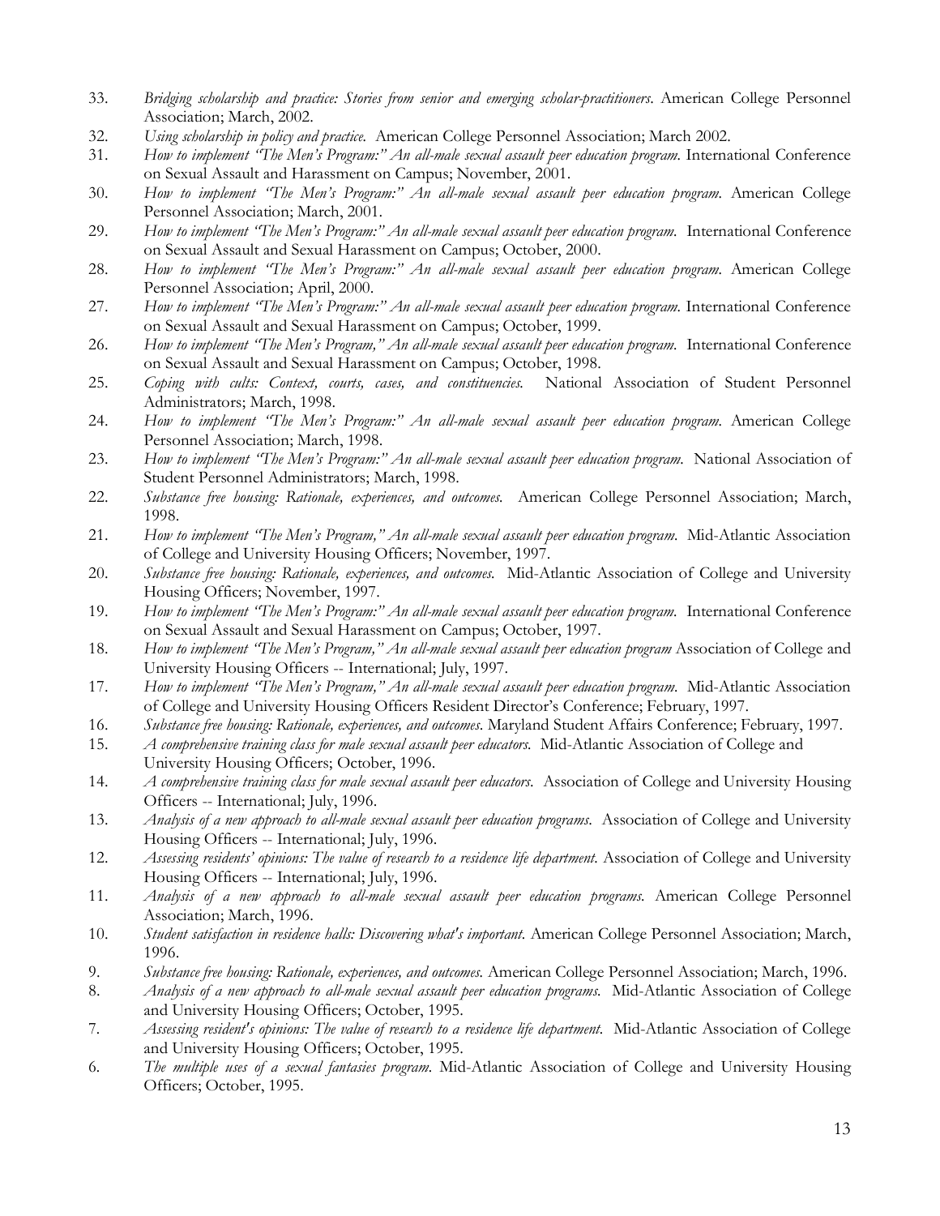33. *Bridging scholarship and practice: Stories from senior and emerging scholar-practitioners*. American College Personnel Association; March, 2002.
32. *Using scholarship in policy and practice.* American College Personnel Association; March 2002.
31. *How to implement "The Men's Program:" An all-male sexual assault peer education program.* International Conference on Sexual Assault and Harassment on Campus; November, 2001.
30. *How to implement "The Men's Program:" An all-male sexual assault peer education program.* American College Personnel Association; March, 2001.
29. *How to implement "The Men's Program:" An all-male sexual assault peer education program.* International Conference on Sexual Assault and Sexual Harassment on Campus; October, 2000.
28. *How to implement "The Men's Program:" An all-male sexual assault peer education program.* American College Personnel Association; April, 2000.
27. *How to implement "The Men's Program:" An all-male sexual assault peer education program.* International Conference on Sexual Assault and Sexual Harassment on Campus; October, 1999.
26. *How to implement "The Men's Program," An all-male sexual assault peer education program.* International Conference on Sexual Assault and Sexual Harassment on Campus; October, 1998.
25. *Coping with cults: Context, courts, cases, and constituencies.* National Association of Student Personnel Administrators; March, 1998.
24. *How to implement "The Men's Program:" An all-male sexual assault peer education program.* American College Personnel Association; March, 1998.
23. *How to implement "The Men's Program:" An all-male sexual assault peer education program.* National Association of Student Personnel Administrators; March, 1998.
22. *Substance free housing: Rationale, experiences, and outcomes.* American College Personnel Association; March, 1998.
21. *How to implement "The Men's Program," An all-male sexual assault peer education program.* Mid-Atlantic Association of College and University Housing Officers; November, 1997.
20. *Substance free housing: Rationale, experiences, and outcomes.* Mid-Atlantic Association of College and University Housing Officers; November, 1997.
19. *How to implement "The Men's Program:" An all-male sexual assault peer education program.* International Conference on Sexual Assault and Sexual Harassment on Campus; October, 1997.
18. *How to implement "The Men's Program," An all-male sexual assault peer education program* Association of College and University Housing Officers -- International; July, 1997.
17. *How to implement "The Men's Program," An all-male sexual assault peer education program.* Mid-Atlantic Association of College and University Housing Officers Resident Director's Conference; February, 1997.
16. *Substance free housing: Rationale, experiences, and outcomes.* Maryland Student Affairs Conference; February, 1997.
15. *A comprehensive training class for male sexual assault peer educators.* Mid-Atlantic Association of College and University Housing Officers; October, 1996.
14. *A comprehensive training class for male sexual assault peer educators.* Association of College and University Housing Officers -- International; July, 1996.
13. *Analysis of a new approach to all-male sexual assault peer education programs.* Association of College and University Housing Officers -- International; July, 1996.
12. *Assessing residents' opinions: The value of research to a residence life department.* Association of College and University Housing Officers -- International; July, 1996.
11. *Analysis of a new approach to all-male sexual assault peer education programs.* American College Personnel Association; March, 1996.
10. *Student satisfaction in residence halls: Discovering what's important.* American College Personnel Association; March, 1996.
9. *Substance free housing: Rationale, experiences, and outcomes.* American College Personnel Association; March, 1996.
8. *Analysis of a new approach to all-male sexual assault peer education programs.* Mid-Atlantic Association of College and University Housing Officers; October, 1995.
7. *Assessing resident's opinions: The value of research to a residence life department.* Mid-Atlantic Association of College and University Housing Officers; October, 1995.
6. *The multiple uses of a sexual fantasies program.* Mid-Atlantic Association of College and University Housing Officers; October, 1995.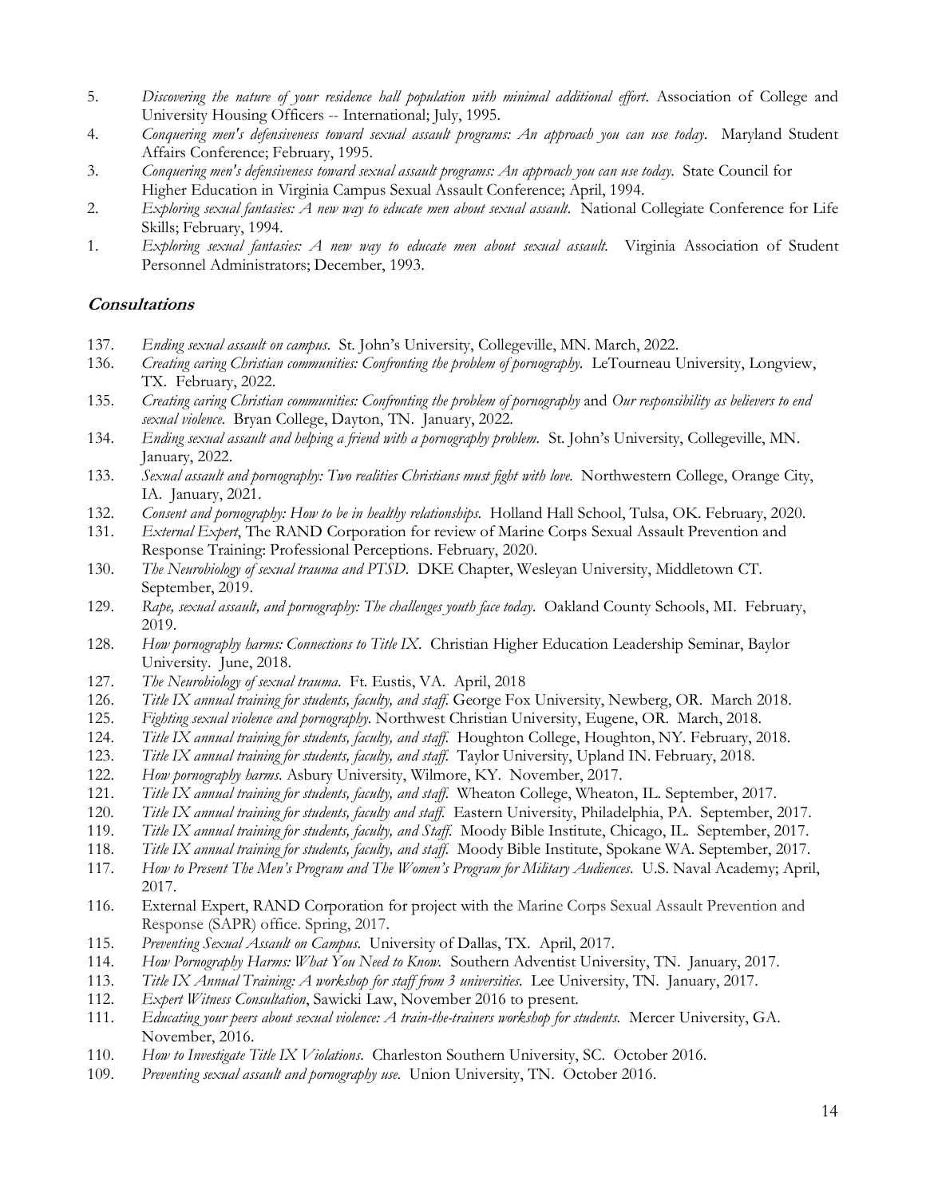5. *Discovering the nature of your residence hall population with minimal additional effort*. Association of College and University Housing Officers -- International; July, 1995.
4. *Conquering men's defensiveness toward sexual assault programs: An approach you can use today*. Maryland Student Affairs Conference; February, 1995.
3. *Conquering men's defensiveness toward sexual assault programs: An approach you can use today*. State Council for Higher Education in Virginia Campus Sexual Assault Conference; April, 1994.
2. *Exploring sexual fantasies: A new way to educate men about sexual assault*. National Collegiate Conference for Life Skills; February, 1994.
1. *Exploring sexual fantasies: A new way to educate men about sexual assault*. Virginia Association of Student Personnel Administrators; December, 1993.

### Consultations

137. *Ending sexual assault on campus*. St. John's University, Collegeville, MN. March, 2022.
136. *Creating caring Christian communities: Confronting the problem of pornography*. LeTourneau University, Longview, TX. February, 2022.
135. *Creating caring Christian communities: Confronting the problem of pornography* and *Our responsibility as believers to end sexual violence*. Bryan College, Dayton, TN. January, 2022.
134. *Ending sexual assault and helping a friend with a pornography problem*. St. John's University, Collegeville, MN. January, 2022.
133. *Sexual assault and pornography: Two realities Christians must fight with love*. Northwestern College, Orange City, IA. January, 2021.
132. *Consent and pornography: How to be in healthy relationships*. Holland Hall School, Tulsa, OK. February, 2020.
131. *External Expert*, The RAND Corporation for review of Marine Corps Sexual Assault Prevention and Response Training: Professional Perceptions. February, 2020.
130. *The Neurobiology of sexual trauma and PTSD*. DKE Chapter, Wesleyan University, Middletown CT. September, 2019.
129. *Rape, sexual assault, and pornography: The challenges youth face today*. Oakland County Schools, MI. February, 2019.
128. *How pornography harms: Connections to Title IX*. Christian Higher Education Leadership Seminar, Baylor University. June, 2018.
127. *The Neurobiology of sexual trauma*. Ft. Eustis, VA. April, 2018
126. *Title IX annual training for students, faculty, and staff*. George Fox University, Newberg, OR. March 2018.
125. *Fighting sexual violence and pornography*. Northwest Christian University, Eugene, OR. March, 2018.
124. *Title IX annual training for students, faculty, and staff*. Houghton College, Houghton, NY. February, 2018.
123. *Title IX annual training for students, faculty, and staff*. Taylor University, Upland IN. February, 2018.
122. *How pornography harms*. Asbury University, Wilmore, KY. November, 2017.
121. *Title IX annual training for students, faculty, and staff*. Wheaton College, Wheaton, IL. September, 2017.
120. *Title IX annual training for students, faculty and staff*. Eastern University, Philadelphia, PA. September, 2017.
119. *Title IX annual training for students, faculty, and Staff*. Moody Bible Institute, Chicago, IL. September, 2017.
118. *Title IX annual training for students, faculty, and staff*. Moody Bible Institute, Spokane WA. September, 2017.
117. *How to Present The Men's Program and The Women's Program for Military Audiences*. U.S. Naval Academy; April, 2017.
116. External Expert, RAND Corporation for project with the Marine Corps Sexual Assault Prevention and Response (SAPR) office. Spring, 2017.
115. *Preventing Sexual Assault on Campus*. University of Dallas, TX. April, 2017.
114. *How Pornography Harms: What You Need to Know*. Southern Adventist University, TN. January, 2017.
113. *Title IX Annual Training: A workshop for staff from 3 universities*. Lee University, TN. January, 2017.
112. *Expert Witness Consultation*, Sawicki Law, November 2016 to present.
111. *Educating your peers about sexual violence: A train-the-trainers workshop for students*. Mercer University, GA. November, 2016.
110. *How to Investigate Title IX Violations*. Charleston Southern University, SC. October 2016.
109. *Preventing sexual assault and pornography use*. Union University, TN. October 2016.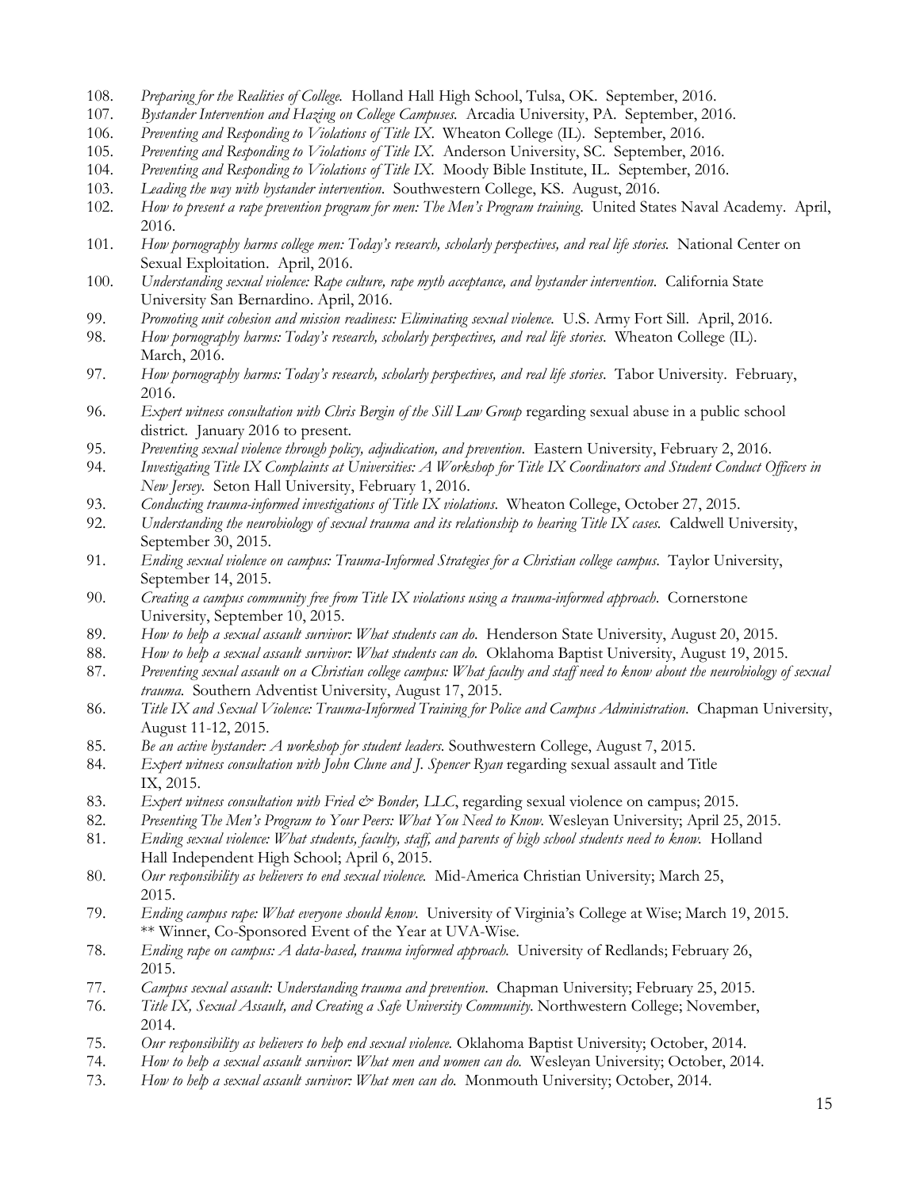108. *Preparing for the Realities of College.* Holland Hall High School, Tulsa, OK. September, 2016.
107. *Bystander Intervention and Hazing on College Campuses.* Arcadia University, PA. September, 2016.
106. *Preventing and Responding to Violations of Title IX.* Wheaton College (IL). September, 2016.
105. *Preventing and Responding to Violations of Title IX.* Anderson University, SC. September, 2016.
104. *Preventing and Responding to Violations of Title IX.* Moody Bible Institute, IL. September, 2016.
103. *Leading the way with bystander intervention.* Southwestern College, KS. August, 2016.
102. *How to present a rape prevention program for men: The Men's Program training.* United States Naval Academy. April, 2016.
101. *How pornography harms college men: Today's research, scholarly perspectives, and real life stories.* National Center on Sexual Exploitation. April, 2016.
100. *Understanding sexual violence: Rape culture, rape myth acceptance, and bystander intervention.* California State University San Bernardino. April, 2016.
99. *Promoting unit cohesion and mission readiness: Eliminating sexual violence.* U.S. Army Fort Sill. April, 2016.
98. *How pornography harms: Today's research, scholarly perspectives, and real life stories.* Wheaton College (IL). March, 2016.
97. *How pornography harms: Today's research, scholarly perspectives, and real life stories.* Tabor University. February, 2016.
96. *Expert witness consultation with Chris Bergin of the Sill Law Group* regarding sexual abuse in a public school district. January 2016 to present.
95. *Preventing sexual violence through policy, adjudication, and prevention.* Eastern University, February 2, 2016.
94. *Investigating Title IX Complaints at Universities: A Workshop for Title IX Coordinators and Student Conduct Officers in New Jersey.* Seton Hall University, February 1, 2016.
93. *Conducting trauma-informed investigations of Title IX violations.* Wheaton College, October 27, 2015.
92. *Understanding the neurobiology of sexual trauma and its relationship to hearing Title IX cases.* Caldwell University, September 30, 2015.
91. *Ending sexual violence on campus: Trauma-Informed Strategies for a Christian college campus.* Taylor University, September 14, 2015.
90. *Creating a campus community free from Title IX violations using a trauma-informed approach.* Cornerstone University, September 10, 2015.
89. *How to help a sexual assault survivor: What students can do.* Henderson State University, August 20, 2015.
88. *How to help a sexual assault survivor: What students can do.* Oklahoma Baptist University, August 19, 2015.
87. *Preventing sexual assault on a Christian college campus: What faculty and staff need to know about the neurobiology of sexual trauma.* Southern Adventist University, August 17, 2015.
86. *Title IX and Sexual Violence: Trauma-Informed Training for Police and Campus Administration.* Chapman University, August 11-12, 2015.
85. *Be an active bystander: A workshop for student leaders.* Southwestern College, August 7, 2015.
84. *Expert witness consultation with John Clune and J. Spencer Ryan* regarding sexual assault and Title IX, 2015.
83. *Expert witness consultation with Fried & Bonder, LLC*, regarding sexual violence on campus; 2015.
82. *Presenting The Men's Program to Your Peers: What You Need to Know.* Wesleyan University; April 25, 2015.
81. *Ending sexual violence: What students, faculty, staff, and parents of high school students need to know.* Holland Hall Independent High School; April 6, 2015.
80. *Our responsibility as believers to end sexual violence.* Mid-America Christian University; March 25, 2015.
79. *Ending campus rape: What everyone should know.* University of Virginia's College at Wise; March 19, 2015.
    ** Winner, Co-Sponsored Event of the Year at UVA-Wise.
78. *Ending rape on campus: A data-based, trauma informed approach.* University of Redlands; February 26, 2015.
77. *Campus sexual assault: Understanding trauma and prevention.* Chapman University; February 25, 2015.
76. *Title IX, Sexual Assault, and Creating a Safe University Community.* Northwestern College; November, 2014.
75. *Our responsibility as believers to help end sexual violence.* Oklahoma Baptist University; October, 2014.
74. *How to help a sexual assault survivor: What men and women can do.* Wesleyan University; October, 2014.
73. *How to help a sexual assault survivor: What men can do.* Monmouth University; October, 2014.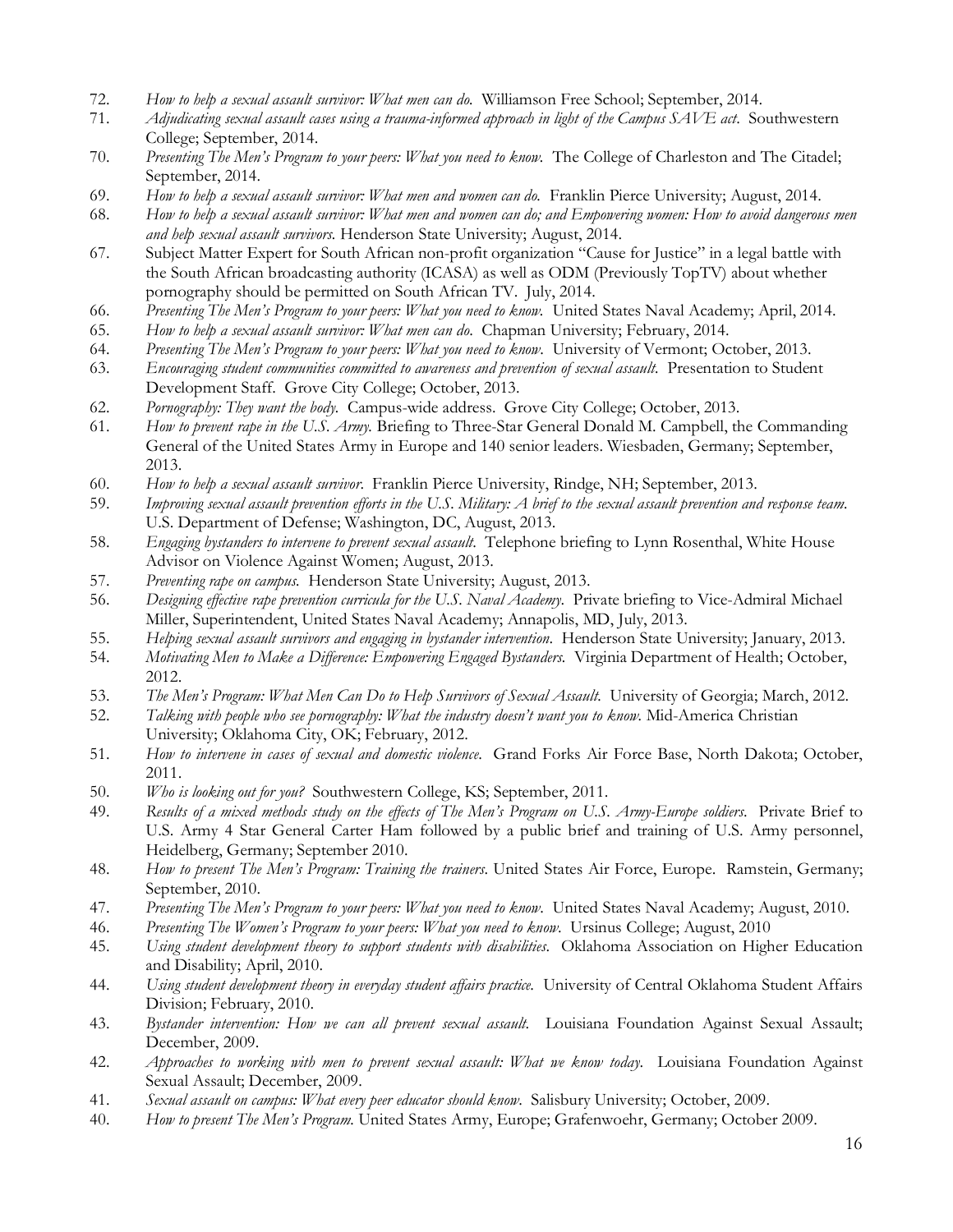72. *How to help a sexual assault survivor: What men can do.* Williamson Free School; September, 2014.
71. *Adjudicating sexual assault cases using a trauma-informed approach in light of the Campus SAVE act.* Southwestern College; September, 2014.
70. *Presenting The Men's Program to your peers: What you need to know.* The College of Charleston and The Citadel; September, 2014.
69. *How to help a sexual assault survivor: What men and women can do.* Franklin Pierce University; August, 2014.
68. *How to help a sexual assault survivor: What men and women can do; and Empowering women: How to avoid dangerous men and help sexual assault survivors.* Henderson State University; August, 2014.
67. Subject Matter Expert for South African non-profit organization "Cause for Justice" in a legal battle with the South African broadcasting authority (ICASA) as well as ODM (Previously TopTV) about whether pornography should be permitted on South African TV. July, 2014.
66. *Presenting The Men's Program to your peers: What you need to know.* United States Naval Academy; April, 2014.
65. *How to help a sexual assault survivor: What men can do.* Chapman University; February, 2014.
64. *Presenting The Men's Program to your peers: What you need to know.* University of Vermont; October, 2013.
63. *Encouraging student communities committed to awareness and prevention of sexual assault.* Presentation to Student Development Staff. Grove City College; October, 2013.
62. *Pornography: They want the body.* Campus-wide address. Grove City College; October, 2013.
61. *How to prevent rape in the U.S. Army.* Briefing to Three-Star General Donald M. Campbell, the Commanding General of the United States Army in Europe and 140 senior leaders. Wiesbaden, Germany; September, 2013.
60. *How to help a sexual assault survivor.* Franklin Pierce University, Rindge, NH; September, 2013.
59. *Improving sexual assault prevention efforts in the U.S. Military: A brief to the sexual assault prevention and response team.* U.S. Department of Defense; Washington, DC, August, 2013.
58. *Engaging bystanders to intervene to prevent sexual assault.* Telephone briefing to Lynn Rosenthal, White House Advisor on Violence Against Women; August, 2013.
57. *Preventing rape on campus.* Henderson State University; August, 2013.
56. *Designing effective rape prevention curricula for the U.S. Naval Academy.* Private briefing to Vice-Admiral Michael Miller, Superintendent, United States Naval Academy; Annapolis, MD, July, 2013.
55. *Helping sexual assault survivors and engaging in bystander intervention.* Henderson State University; January, 2013.
54. *Motivating Men to Make a Difference: Empowering Engaged Bystanders.* Virginia Department of Health; October, 2012.
53. *The Men's Program: What Men Can Do to Help Survivors of Sexual Assault.* University of Georgia; March, 2012.
52. *Talking with people who see pornography: What the industry doesn't want you to know.* Mid-America Christian University; Oklahoma City, OK; February, 2012.
51. *How to intervene in cases of sexual and domestic violence.* Grand Forks Air Force Base, North Dakota; October, 2011.
50. *Who is looking out for you?* Southwestern College, KS; September, 2011.
49. *Results of a mixed methods study on the effects of The Men's Program on U.S. Army-Europe soldiers.* Private Brief to U.S. Army 4 Star General Carter Ham followed by a public brief and training of U.S. Army personnel, Heidelberg, Germany; September 2010.
48. *How to present The Men's Program: Training the trainers.* United States Air Force, Europe. Ramstein, Germany; September, 2010.
47. *Presenting The Men's Program to your peers: What you need to know.* United States Naval Academy; August, 2010.
46. *Presenting The Women's Program to your peers: What you need to know.* Ursinus College; August, 2010
45. *Using student development theory to support students with disabilities.* Oklahoma Association on Higher Education and Disability; April, 2010.
44. *Using student development theory in everyday student affairs practice.* University of Central Oklahoma Student Affairs Division; February, 2010.
43. *Bystander intervention: How we can all prevent sexual assault.* Louisiana Foundation Against Sexual Assault; December, 2009.
42. *Approaches to working with men to prevent sexual assault: What we know today.* Louisiana Foundation Against Sexual Assault; December, 2009.
41. *Sexual assault on campus: What every peer educator should know.* Salisbury University; October, 2009.
40. *How to present The Men's Program.* United States Army, Europe; Grafenwoehr, Germany; October 2009.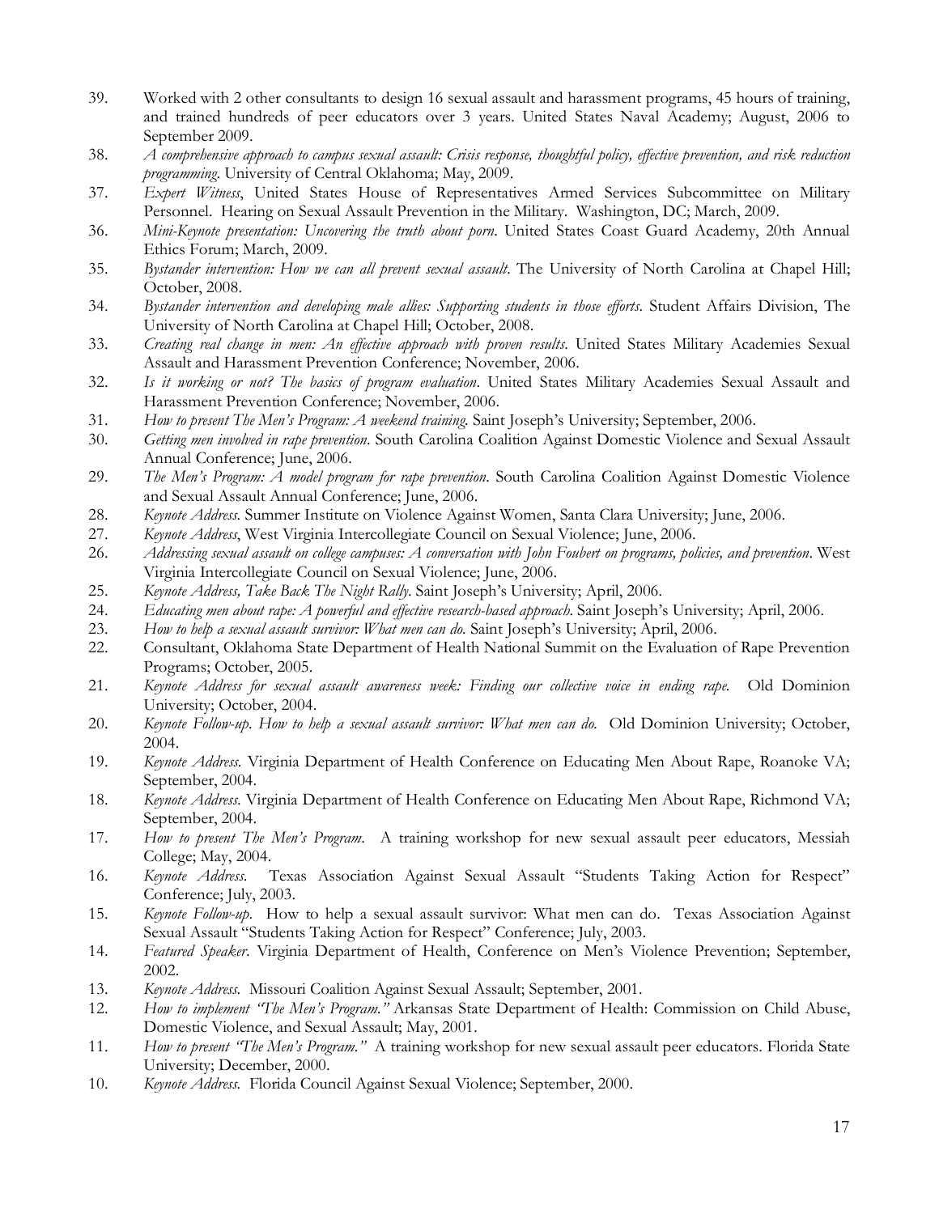39. Worked with 2 other consultants to design 16 sexual assault and harassment programs, 45 hours of training, and trained hundreds of peer educators over 3 years. United States Naval Academy; August, 2006 to September 2009.
38. *A comprehensive approach to campus sexual assault: Crisis response, thoughtful policy, effective prevention, and risk reduction programming*. University of Central Oklahoma; May, 2009.
37. *Expert Witness*, United States House of Representatives Armed Services Subcommittee on Military Personnel. Hearing on Sexual Assault Prevention in the Military. Washington, DC; March, 2009.
36. *Mini-Keynote presentation: Uncovering the truth about porn*. United States Coast Guard Academy, 20th Annual Ethics Forum; March, 2009.
35. *Bystander intervention: How we can all prevent sexual assault*. The University of North Carolina at Chapel Hill; October, 2008.
34. *Bystander intervention and developing male allies: Supporting students in those efforts*. Student Affairs Division, The University of North Carolina at Chapel Hill; October, 2008.
33. *Creating real change in men: An effective approach with proven results*. United States Military Academies Sexual Assault and Harassment Prevention Conference; November, 2006.
32. *Is it working or not? The basics of program evaluation*. United States Military Academies Sexual Assault and Harassment Prevention Conference; November, 2006.
31. *How to present The Men's Program: A weekend training*. Saint Joseph's University; September, 2006.
30. *Getting men involved in rape prevention*. South Carolina Coalition Against Domestic Violence and Sexual Assault Annual Conference; June, 2006.
29. *The Men's Program: A model program for rape prevention*. South Carolina Coalition Against Domestic Violence and Sexual Assault Annual Conference; June, 2006.
28. *Keynote Address*. Summer Institute on Violence Against Women, Santa Clara University; June, 2006.
27. *Keynote Address*, West Virginia Intercollegiate Council on Sexual Violence; June, 2006.
26. *Addressing sexual assault on college campuses: A conversation with John Foubert on programs, policies, and prevention*. West Virginia Intercollegiate Council on Sexual Violence; June, 2006.
25. *Keynote Address, Take Back The Night Rally*. Saint Joseph's University; April, 2006.
24. *Educating men about rape: A powerful and effective research-based approach*. Saint Joseph's University; April, 2006.
23. *How to help a sexual assault survivor: What men can do*. Saint Joseph's University; April, 2006.
22. Consultant, Oklahoma State Department of Health National Summit on the Evaluation of Rape Prevention Programs; October, 2005.
21. *Keynote Address for sexual assault awareness week: Finding our collective voice in ending rape*. Old Dominion University; October, 2004.
20. *Keynote Follow-up. How to help a sexual assault survivor: What men can do*. Old Dominion University; October, 2004.
19. *Keynote Address*. Virginia Department of Health Conference on Educating Men About Rape, Roanoke VA; September, 2004.
18. *Keynote Address*. Virginia Department of Health Conference on Educating Men About Rape, Richmond VA; September, 2004.
17. *How to present The Men's Program*. A training workshop for new sexual assault peer educators, Messiah College; May, 2004.
16. *Keynote Address*. Texas Association Against Sexual Assault "Students Taking Action for Respect" Conference; July, 2003.
15. *Keynote Follow-up*. How to help a sexual assault survivor: What men can do. Texas Association Against Sexual Assault "Students Taking Action for Respect" Conference; July, 2003.
14. *Featured Speaker*. Virginia Department of Health, Conference on Men's Violence Prevention; September, 2002.
13. *Keynote Address*. Missouri Coalition Against Sexual Assault; September, 2001.
12. *How to implement "The Men's Program."* Arkansas State Department of Health: Commission on Child Abuse, Domestic Violence, and Sexual Assault; May, 2001.
11. *How to present "The Men's Program."* A training workshop for new sexual assault peer educators. Florida State University; December, 2000.
10. *Keynote Address*. Florida Council Against Sexual Violence; September, 2000.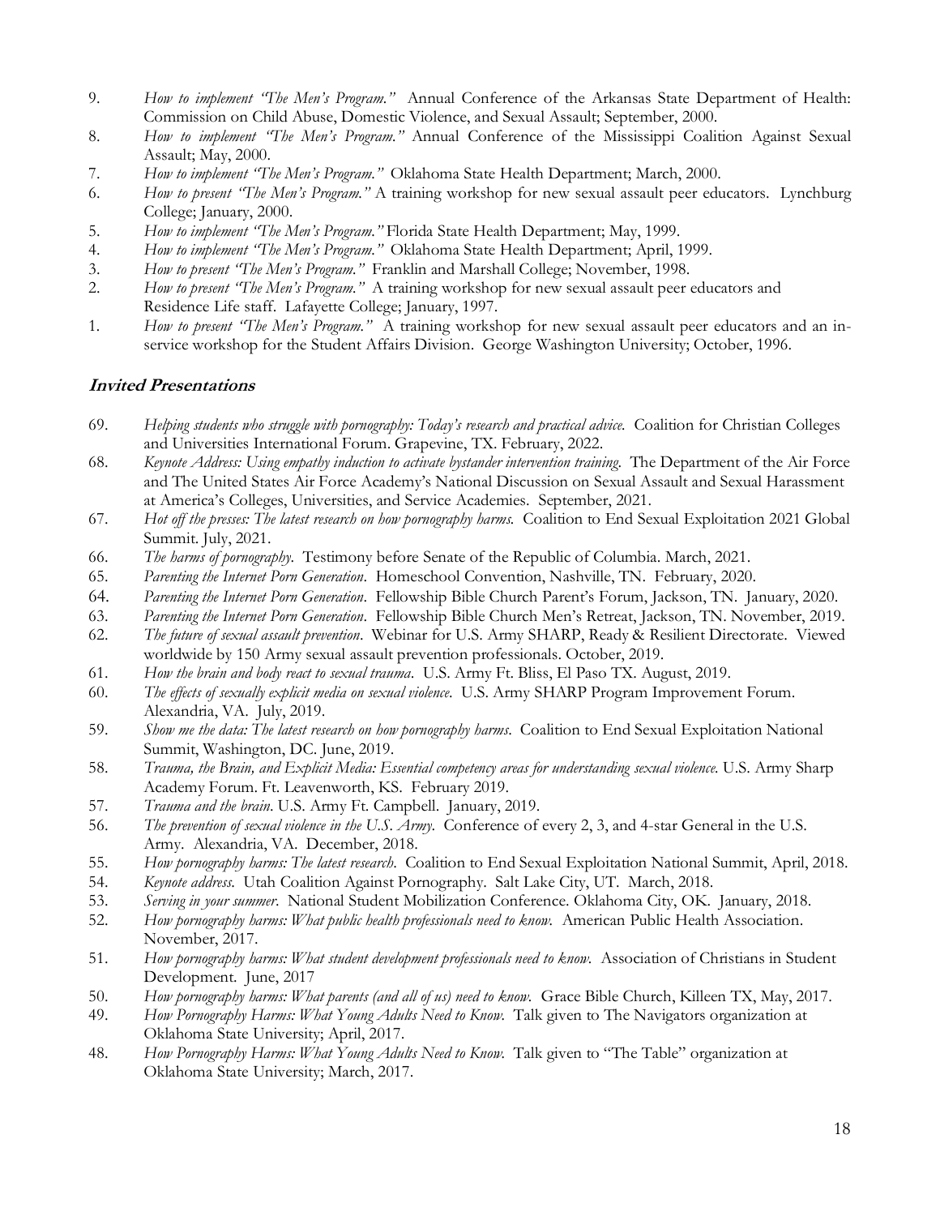9. *How to implement "The Men's Program."* Annual Conference of the Arkansas State Department of Health: Commission on Child Abuse, Domestic Violence, and Sexual Assault; September, 2000.
8. *How to implement "The Men's Program."* Annual Conference of the Mississippi Coalition Against Sexual Assault; May, 2000.
7. *How to implement "The Men's Program."* Oklahoma State Health Department; March, 2000.
6. *How to present "The Men's Program."* A training workshop for new sexual assault peer educators. Lynchburg College; January, 2000.
5. *How to implement "The Men's Program."* Florida State Health Department; May, 1999.
4. *How to implement "The Men's Program."* Oklahoma State Health Department; April, 1999.
3. *How to present "The Men's Program."* Franklin and Marshall College; November, 1998.
2. *How to present "The Men's Program."* A training workshop for new sexual assault peer educators and Residence Life staff. Lafayette College; January, 1997.
1. *How to present "The Men's Program."* A training workshop for new sexual assault peer educators and an in-service workshop for the Student Affairs Division. George Washington University; October, 1996.

### ***Invited Presentations***

69. *Helping students who struggle with pornography: Today's research and practical advice.* Coalition for Christian Colleges and Universities International Forum. Grapevine, TX. February, 2022.
68. *Keynote Address: Using empathy induction to activate bystander intervention training.* The Department of the Air Force and The United States Air Force Academy's National Discussion on Sexual Assault and Sexual Harassment at America's Colleges, Universities, and Service Academies. September, 2021.
67. *Hot off the presses: The latest research on how pornography harms.* Coalition to End Sexual Exploitation 2021 Global Summit. July, 2021.
66. *The harms of pornography.* Testimony before Senate of the Republic of Columbia. March, 2021.
65. *Parenting the Internet Porn Generation*. Homeschool Convention, Nashville, TN. February, 2020.
64. *Parenting the Internet Porn Generation*. Fellowship Bible Church Parent's Forum, Jackson, TN. January, 2020.
63. *Parenting the Internet Porn Generation*. Fellowship Bible Church Men's Retreat, Jackson, TN. November, 2019.
62. *The future of sexual assault prevention*. Webinar for U.S. Army SHARP, Ready & Resilient Directorate. Viewed worldwide by 150 Army sexual assault prevention professionals. October, 2019.
61. *How the brain and body react to sexual trauma*. U.S. Army Ft. Bliss, El Paso TX. August, 2019.
60. *The effects of sexually explicit media on sexual violence*. U.S. Army SHARP Program Improvement Forum. Alexandria, VA. July, 2019.
59. *Show me the data: The latest research on how pornography harms*. Coalition to End Sexual Exploitation National Summit, Washington, DC. June, 2019.
58. *Trauma, the Brain, and Explicit Media: Essential competency areas for understanding sexual violence.* U.S. Army Sharp Academy Forum. Ft. Leavenworth, KS. February 2019.
57. *Trauma and the brain*. U.S. Army Ft. Campbell. January, 2019.
56. *The prevention of sexual violence in the U.S. Army*. Conference of every 2, 3, and 4-star General in the U.S. Army. Alexandria, VA. December, 2018.
55. *How pornography harms: The latest research*. Coalition to End Sexual Exploitation National Summit, April, 2018.
54. *Keynote address*. Utah Coalition Against Pornography. Salt Lake City, UT. March, 2018.
53. *Serving in your summer*. National Student Mobilization Conference. Oklahoma City, OK. January, 2018.
52. *How pornography harms: What public health professionals need to know*. American Public Health Association. November, 2017.
51. *How pornography harms: What student development professionals need to know*. Association of Christians in Student Development. June, 2017
50. *How pornography harms: What parents (and all of us) need to know*. Grace Bible Church, Killeen TX, May, 2017.
49. *How Pornography Harms: What Young Adults Need to Know.* Talk given to The Navigators organization at Oklahoma State University; April, 2017.
48. *How Pornography Harms: What Young Adults Need to Know.* Talk given to "The Table" organization at Oklahoma State University; March, 2017.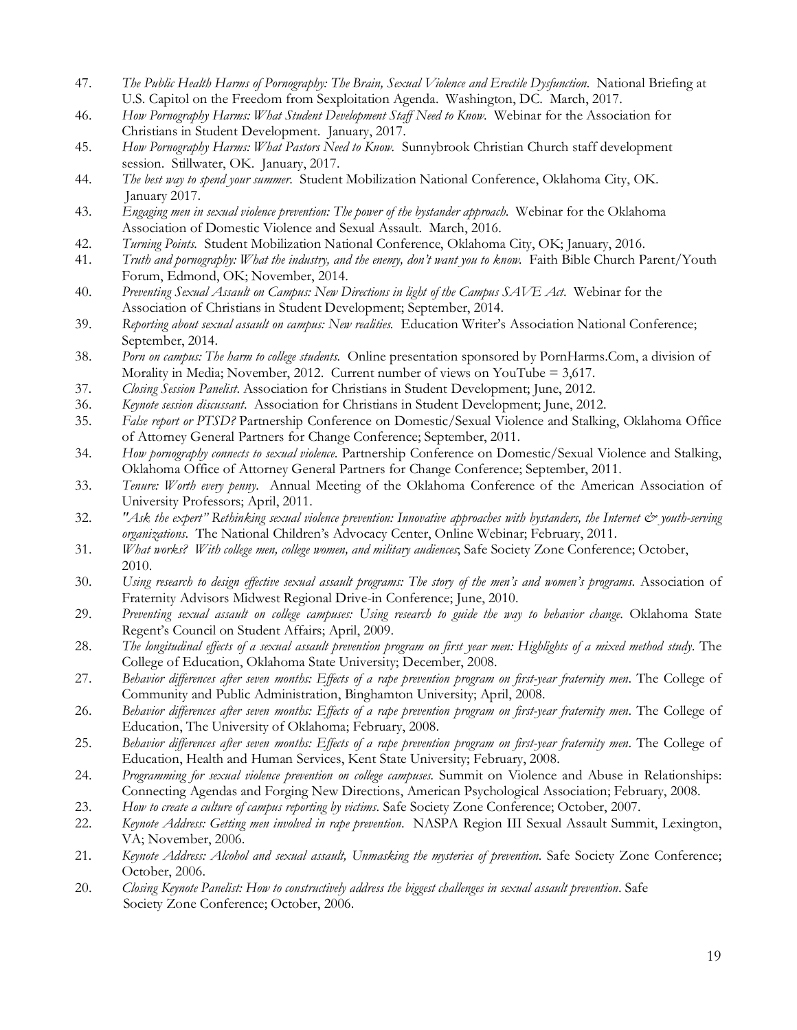47. *The Public Health Harms of Pornography: The Brain, Sexual Violence and Erectile Dysfunction*. National Briefing at U.S. Capitol on the Freedom from Sexploitation Agenda. Washington, DC. March, 2017.
46. *How Pornography Harms: What Student Development Staff Need to Know*. Webinar for the Association for Christians in Student Development. January, 2017.
45. *How Pornography Harms: What Pastors Need to Know*. Sunnybrook Christian Church staff development session. Stillwater, OK. January, 2017.
44. *The best way to spend your summer*. Student Mobilization National Conference, Oklahoma City, OK. January 2017.
43. *Engaging men in sexual violence prevention: The power of the bystander approach*. Webinar for the Oklahoma Association of Domestic Violence and Sexual Assault. March, 2016.
42. *Turning Points*. Student Mobilization National Conference, Oklahoma City, OK; January, 2016.
41. *Truth and pornography: What the industry, and the enemy, don't want you to know*. Faith Bible Church Parent/Youth Forum, Edmond, OK; November, 2014.
40. *Preventing Sexual Assault on Campus: New Directions in light of the Campus SAVE Act*. Webinar for the Association of Christians in Student Development; September, 2014.
39. *Reporting about sexual assault on campus: New realities*. Education Writer's Association National Conference; September, 2014.
38. *Porn on campus: The harm to college students*. Online presentation sponsored by PornHarms.Com, a division of Morality in Media; November, 2012. Current number of views on YouTube = 3,617.
37. *Closing Session Panelist*. Association for Christians in Student Development; June, 2012.
36. *Keynote session discussant*. Association for Christians in Student Development; June, 2012.
35. *False report or PTSD?* Partnership Conference on Domestic/Sexual Violence and Stalking, Oklahoma Office of Attorney General Partners for Change Conference; September, 2011.
34. *How pornography connects to sexual violence*. Partnership Conference on Domestic/Sexual Violence and Stalking, Oklahoma Office of Attorney General Partners for Change Conference; September, 2011.
33. *Tenure: Worth every penny*. Annual Meeting of the Oklahoma Conference of the American Association of University Professors; April, 2011.
32. *"Ask the expert" Rethinking sexual violence prevention: Innovative approaches with bystanders, the Internet & youth-serving organizations*. The National Children's Advocacy Center, Online Webinar; February, 2011.
31. *What works? With college men, college women, and military audiences*; Safe Society Zone Conference; October, 2010.
30. *Using research to design effective sexual assault programs: The story of the men's and women's programs*. Association of Fraternity Advisors Midwest Regional Drive-in Conference; June, 2010.
29. *Preventing sexual assault on college campuses: Using research to guide the way to behavior change*. Oklahoma State Regent's Council on Student Affairs; April, 2009.
28. *The longitudinal effects of a sexual assault prevention program on first year men: Highlights of a mixed method study*. The College of Education, Oklahoma State University; December, 2008.
27. *Behavior differences after seven months: Effects of a rape prevention program on first-year fraternity men*. The College of Community and Public Administration, Binghamton University; April, 2008.
26. *Behavior differences after seven months: Effects of a rape prevention program on first-year fraternity men*. The College of Education, The University of Oklahoma; February, 2008.
25. *Behavior differences after seven months: Effects of a rape prevention program on first-year fraternity men*. The College of Education, Health and Human Services, Kent State University; February, 2008.
24. *Programming for sexual violence prevention on college campuses*. Summit on Violence and Abuse in Relationships: Connecting Agendas and Forging New Directions, American Psychological Association; February, 2008.
23. *How to create a culture of campus reporting by victims*. Safe Society Zone Conference; October, 2007.
22. *Keynote Address: Getting men involved in rape prevention*. NASPA Region III Sexual Assault Summit, Lexington, VA; November, 2006.
21. *Keynote Address: Alcohol and sexual assault, Unmasking the mysteries of prevention*. Safe Society Zone Conference; October, 2006.
20. *Closing Keynote Panelist: How to constructively address the biggest challenges in sexual assault prevention*. Safe Society Zone Conference; October, 2006.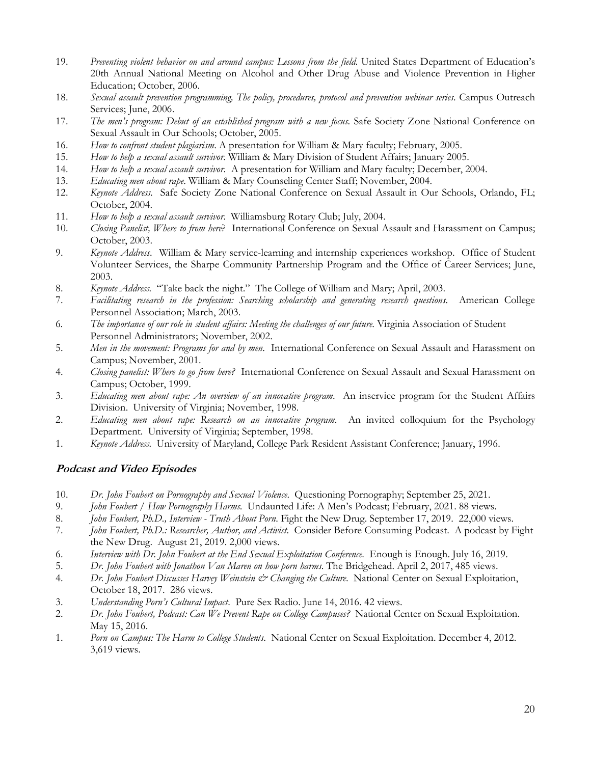19. *Preventing violent behavior on and around campus: Lessons from the field.* United States Department of Education's 20th Annual National Meeting on Alcohol and Other Drug Abuse and Violence Prevention in Higher Education; October, 2006.
18. *Sexual assault prevention programming, The policy, procedures, protocol and prevention webinar series.* Campus Outreach Services; June, 2006.
17. *The men's program: Debut of an established program with a new focus.* Safe Society Zone National Conference on Sexual Assault in Our Schools; October, 2005.
16. *How to confront student plagiarism.* A presentation for William & Mary faculty; February, 2005.
15. *How to help a sexual assault survivor.* William & Mary Division of Student Affairs; January 2005.
14. *How to help a sexual assault survivor.* A presentation for William and Mary faculty; December, 2004.
13. *Educating men about rape.* William & Mary Counseling Center Staff; November, 2004.
12. *Keynote Address.* Safe Society Zone National Conference on Sexual Assault in Our Schools, Orlando, FL; October, 2004.
11. *How to help a sexual assault survivor.* Williamsburg Rotary Club; July, 2004.
10. *Closing Panelist, Where to from here*? International Conference on Sexual Assault and Harassment on Campus; October, 2003.
9. *Keynote Address.* William & Mary service-learning and internship experiences workshop. Office of Student Volunteer Services, the Sharpe Community Partnership Program and the Office of Career Services; June, 2003.
8. *Keynote Address.* "Take back the night." The College of William and Mary; April, 2003.
7. *Facilitating research in the profession: Searching scholarship and generating research questions.* American College Personnel Association; March, 2003.
6. *The importance of our role in student affairs: Meeting the challenges of our future.* Virginia Association of Student Personnel Administrators; November, 2002.
5. *Men in the movement: Programs for and by men.* International Conference on Sexual Assault and Harassment on Campus; November, 2001.
4. *Closing panelist: Where to go from here?* International Conference on Sexual Assault and Sexual Harassment on Campus; October, 1999.
3. *Educating men about rape: An overview of an innovative program.* An inservice program for the Student Affairs Division. University of Virginia; November, 1998.
2. *Educating men about rape: Research on an innovative program.* An invited colloquium for the Psychology Department. University of Virginia; September, 1998.
1. *Keynote Address.* University of Maryland, College Park Resident Assistant Conference; January, 1996.

## Podcast and Video Episodes

10. *Dr. John Foubert on Pornography and Sexual Violence.* Questioning Pornography; September 25, 2021.
9. *John Foubert / How Pornography Harms.* Undaunted Life: A Men's Podcast; February, 2021. 88 views.
8. *John Foubert, Ph.D., Interview - Truth About Porn.* Fight the New Drug. September 17, 2019. 22,000 views.
7. *John Foubert, Ph.D.: Researcher, Author, and Activist.* Consider Before Consuming Podcast. A podcast by Fight the New Drug. August 21, 2019. 2,000 views.
6. *Interview with Dr. John Foubert at the End Sexual Exploitation Conference.* Enough is Enough. July 16, 2019.
5. *Dr. John Foubert with Jonathon Van Maren on how porn harms.* The Bridgehead. April 2, 2017, 485 views.
4. *Dr. John Foubert Discusses Harvey Weinstein & Changing the Culture.* National Center on Sexual Exploitation, October 18, 2017. 286 views.
3. *Understanding Porn's Cultural Impact.* Pure Sex Radio. June 14, 2016. 42 views.
2. *Dr. John Foubert, Podcast: Can We Prevent Rape on College Campuses?* National Center on Sexual Exploitation. May 15, 2016.
1. *Porn on Campus: The Harm to College Students.* National Center on Sexual Exploitation. December 4, 2012. 3,619 views.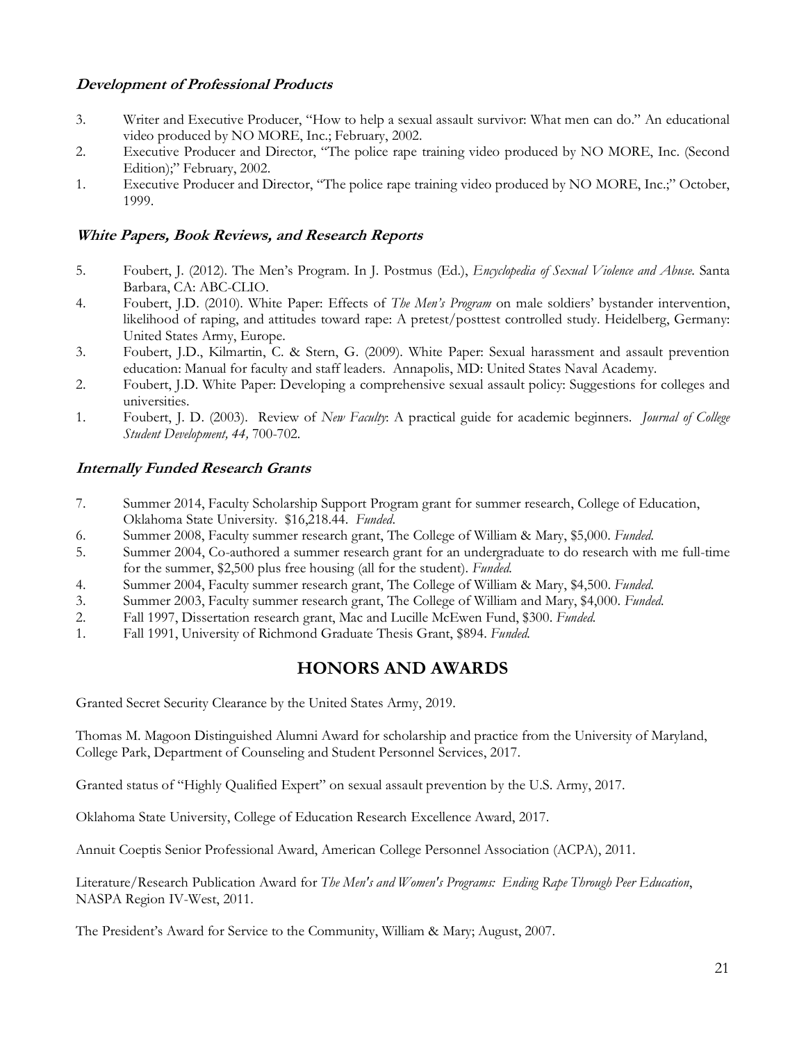### *Development of Professional Products*

3. Writer and Executive Producer, "How to help a sexual assault survivor: What men can do." An educational video produced by NO MORE, Inc.; February, 2002.
2. Executive Producer and Director, "The police rape training video produced by NO MORE, Inc. (Second Edition);" February, 2002.
1. Executive Producer and Director, "The police rape training video produced by NO MORE, Inc.;" October, 1999.

### *White Papers, Book Reviews, and Research Reports*

5. Foubert, J. (2012). The Men's Program. In J. Postmus (Ed.), *Encyclopedia of Sexual Violence and Abuse*. Santa Barbara, CA: ABC-CLIO.
4. Foubert, J.D. (2010). White Paper: Effects of *The Men's Program* on male soldiers' bystander intervention, likelihood of raping, and attitudes toward rape: A pretest/posttest controlled study. Heidelberg, Germany: United States Army, Europe.
3. Foubert, J.D., Kilmartin, C. & Stern, G. (2009). White Paper: Sexual harassment and assault prevention education: Manual for faculty and staff leaders. Annapolis, MD: United States Naval Academy.
2. Foubert, J.D. White Paper: Developing a comprehensive sexual assault policy: Suggestions for colleges and universities.
1. Foubert, J. D. (2003). Review of *New Faculty*: A practical guide for academic beginners. *Journal of College Student Development, 44,* 700-702.

### *Internally Funded Research Grants*

7. Summer 2014, Faculty Scholarship Support Program grant for summer research, College of Education, Oklahoma State University. $16,218.44. *Funded*.
6. Summer 2008, Faculty summer research grant, The College of William & Mary, $5,000. *Funded.*
5. Summer 2004, Co-authored a summer research grant for an undergraduate to do research with me full-time for the summer, $2,500 plus free housing (all for the student). *Funded.*
4. Summer 2004, Faculty summer research grant, The College of William & Mary, $4,500. *Funded.*
3. Summer 2003, Faculty summer research grant, The College of William and Mary, $4,000. *Funded.*
2. Fall 1997, Dissertation research grant, Mac and Lucille McEwen Fund, $300. *Funded.*
1. Fall 1991, University of Richmond Graduate Thesis Grant, $894. *Funded.*

## HONORS AND AWARDS

Granted Secret Security Clearance by the United States Army, 2019.

Thomas M. Magoon Distinguished Alumni Award for scholarship and practice from the University of Maryland, College Park, Department of Counseling and Student Personnel Services, 2017.

Granted status of "Highly Qualified Expert" on sexual assault prevention by the U.S. Army, 2017.

Oklahoma State University, College of Education Research Excellence Award, 2017.

Annuit Coeptis Senior Professional Award, American College Personnel Association (ACPA), 2011.

Literature/Research Publication Award for *The Men's and Women's Programs: Ending Rape Through Peer Education*, NASPA Region IV-West, 2011.

The President's Award for Service to the Community, William & Mary; August, 2007.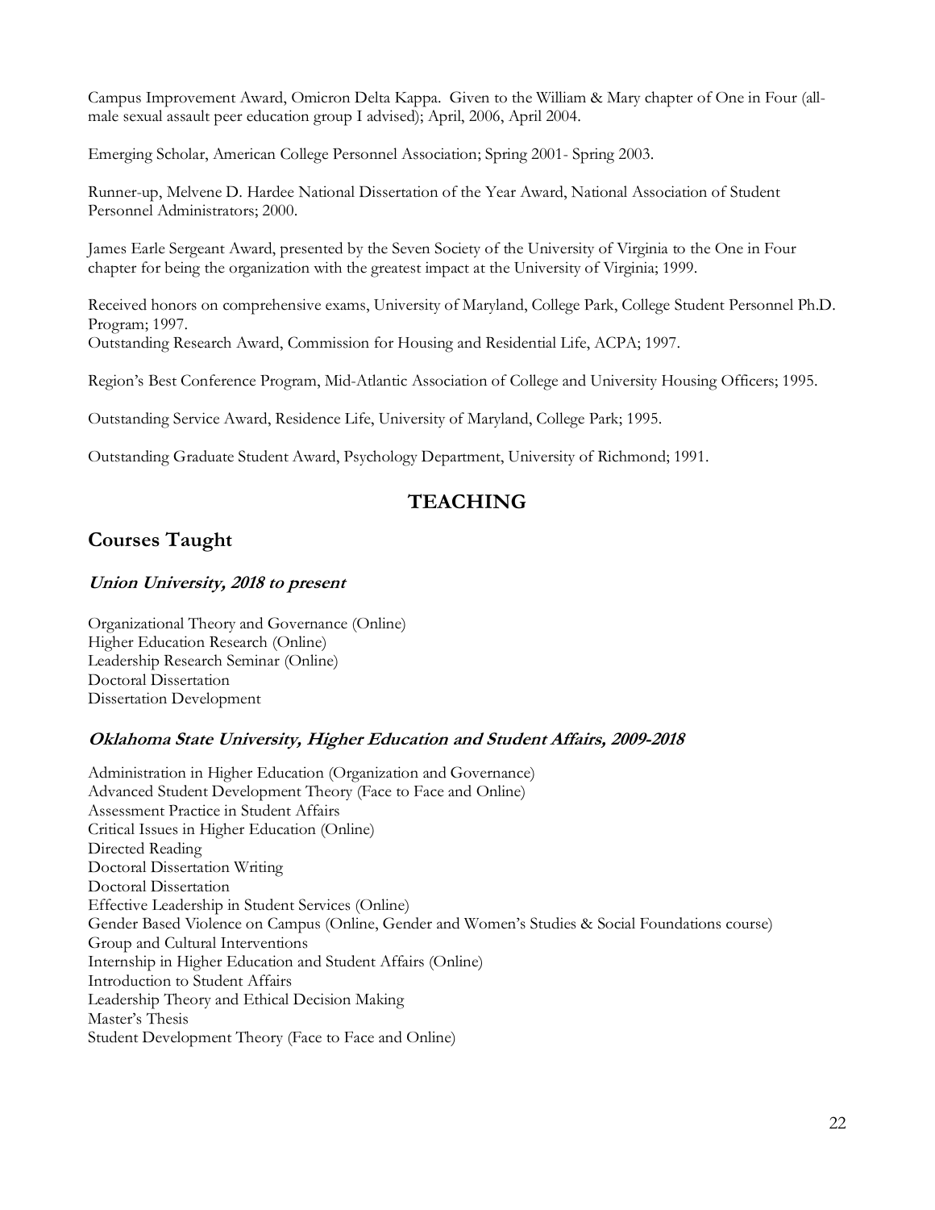Campus Improvement Award, Omicron Delta Kappa. Given to the William & Mary chapter of One in Four (all-male sexual assault peer education group I advised); April, 2006, April 2004.

Emerging Scholar, American College Personnel Association; Spring 2001- Spring 2003.

Runner-up, Melvene D. Hardee National Dissertation of the Year Award, National Association of Student Personnel Administrators; 2000.

James Earle Sergeant Award, presented by the Seven Society of the University of Virginia to the One in Four chapter for being the organization with the greatest impact at the University of Virginia; 1999.

Received honors on comprehensive exams, University of Maryland, College Park, College Student Personnel Ph.D. Program; 1997.
Outstanding Research Award, Commission for Housing and Residential Life, ACPA; 1997.

Region's Best Conference Program, Mid-Atlantic Association of College and University Housing Officers; 1995.

Outstanding Service Award, Residence Life, University of Maryland, College Park; 1995.

Outstanding Graduate Student Award, Psychology Department, University of Richmond; 1991.

# TEACHING

## Courses Taught

### *Union University, 2018 to present*

Organizational Theory and Governance (Online)
Higher Education Research (Online)
Leadership Research Seminar (Online)
Doctoral Dissertation
Dissertation Development

### *Oklahoma State University, Higher Education and Student Affairs, 2009-2018*

Administration in Higher Education (Organization and Governance)
Advanced Student Development Theory (Face to Face and Online)
Assessment Practice in Student Affairs
Critical Issues in Higher Education (Online)
Directed Reading
Doctoral Dissertation Writing
Doctoral Dissertation
Effective Leadership in Student Services (Online)
Gender Based Violence on Campus (Online, Gender and Women's Studies & Social Foundations course)
Group and Cultural Interventions
Internship in Higher Education and Student Affairs (Online)
Introduction to Student Affairs
Leadership Theory and Ethical Decision Making
Master's Thesis
Student Development Theory (Face to Face and Online)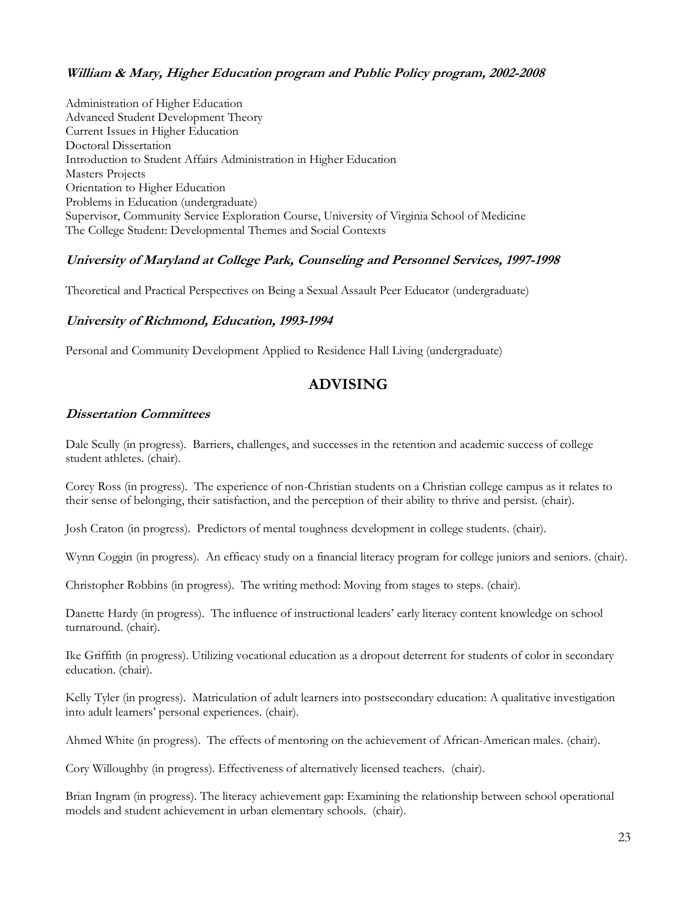### *William & Mary, Higher Education program and Public Policy program, 2002-2008*

Administration of Higher Education
Advanced Student Development Theory
Current Issues in Higher Education
Doctoral Dissertation
Introduction to Student Affairs Administration in Higher Education
Masters Projects
Orientation to Higher Education
Problems in Education (undergraduate)
Supervisor, Community Service Exploration Course, University of Virginia School of Medicine
The College Student: Developmental Themes and Social Contexts

### *University of Maryland at College Park, Counseling and Personnel Services, 1997-1998*

Theoretical and Practical Perspectives on Being a Sexual Assault Peer Educator (undergraduate)

### *University of Richmond, Education, 1993-1994*

Personal and Community Development Applied to Residence Hall Living (undergraduate)

## ADVISING

### *Dissertation Committees*

Dale Scully (in progress). Barriers, challenges, and successes in the retention and academic success of college student athletes. (chair).

Corey Ross (in progress). The experience of non-Christian students on a Christian college campus as it relates to their sense of belonging, their satisfaction, and the perception of their ability to thrive and persist. (chair).

Josh Craton (in progress). Predictors of mental toughness development in college students. (chair).

Wynn Coggin (in progress). An efficacy study on a financial literacy program for college juniors and seniors. (chair).

Christopher Robbins (in progress). The writing method: Moving from stages to steps. (chair).

Danette Hardy (in progress). The influence of instructional leaders' early literacy content knowledge on school turnaround. (chair).

Ike Griffith (in progress). Utilizing vocational education as a dropout deterrent for students of color in secondary education. (chair).

Kelly Tyler (in progress). Matriculation of adult learners into postsecondary education: A qualitative investigation into adult learners' personal experiences. (chair).

Ahmed White (in progress). The effects of mentoring on the achievement of African-American males. (chair).

Cory Willoughby (in progress). Effectiveness of alternatively licensed teachers. (chair).

Brian Ingram (in progress). The literacy achievement gap: Examining the relationship between school operational models and student achievement in urban elementary schools. (chair).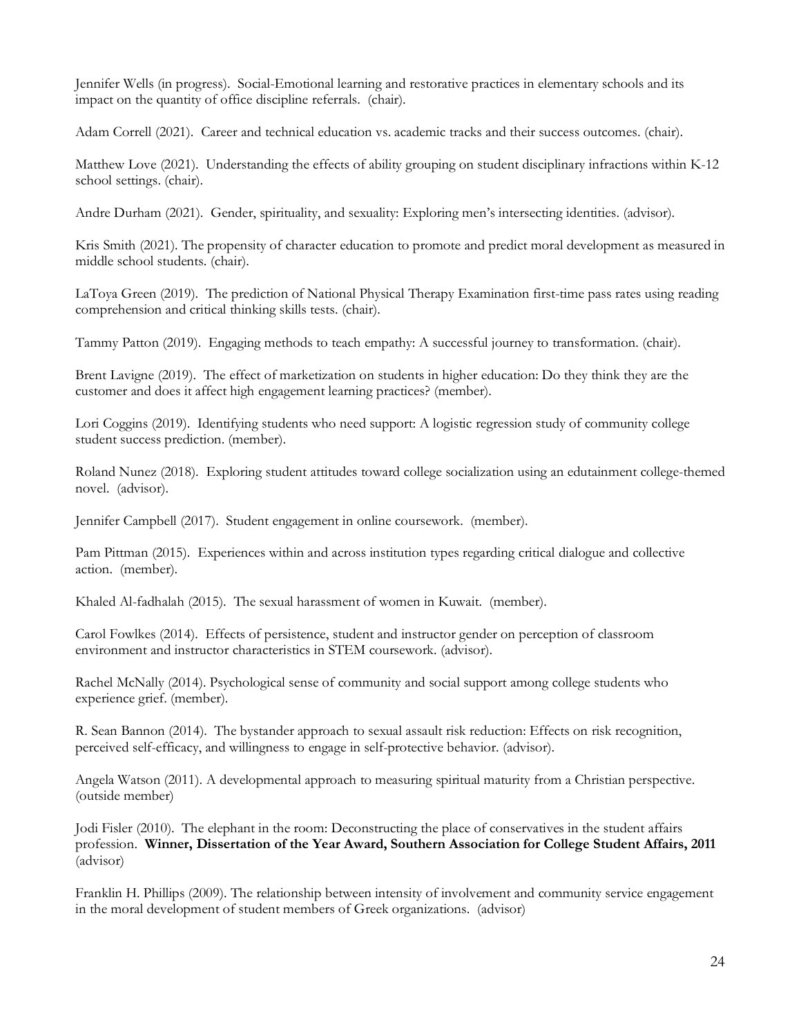Jennifer Wells (in progress). Social-Emotional learning and restorative practices in elementary schools and its impact on the quantity of office discipline referrals. (chair).

Adam Correll (2021). Career and technical education vs. academic tracks and their success outcomes. (chair).

Matthew Love (2021). Understanding the effects of ability grouping on student disciplinary infractions within K-12 school settings. (chair).

Andre Durham (2021). Gender, spirituality, and sexuality: Exploring men's intersecting identities. (advisor).

Kris Smith (2021). The propensity of character education to promote and predict moral development as measured in middle school students. (chair).

LaToya Green (2019). The prediction of National Physical Therapy Examination first-time pass rates using reading comprehension and critical thinking skills tests. (chair).

Tammy Patton (2019). Engaging methods to teach empathy: A successful journey to transformation. (chair).

Brent Lavigne (2019). The effect of marketization on students in higher education: Do they think they are the customer and does it affect high engagement learning practices? (member).

Lori Coggins (2019). Identifying students who need support: A logistic regression study of community college student success prediction. (member).

Roland Nunez (2018). Exploring student attitudes toward college socialization using an edutainment college-themed novel. (advisor).

Jennifer Campbell (2017). Student engagement in online coursework. (member).

Pam Pittman (2015). Experiences within and across institution types regarding critical dialogue and collective action. (member).

Khaled Al-fadhalah (2015). The sexual harassment of women in Kuwait. (member).

Carol Fowlkes (2014). Effects of persistence, student and instructor gender on perception of classroom environment and instructor characteristics in STEM coursework. (advisor).

Rachel McNally (2014). Psychological sense of community and social support among college students who experience grief. (member).

R. Sean Bannon (2014). The bystander approach to sexual assault risk reduction: Effects on risk recognition, perceived self-efficacy, and willingness to engage in self-protective behavior. (advisor).

Angela Watson (2011). A developmental approach to measuring spiritual maturity from a Christian perspective. (outside member)

Jodi Fisler (2010). The elephant in the room: Deconstructing the place of conservatives in the student affairs profession. **Winner, Dissertation of the Year Award, Southern Association for College Student Affairs, 2011** (advisor)

Franklin H. Phillips (2009). The relationship between intensity of involvement and community service engagement in the moral development of student members of Greek organizations. (advisor)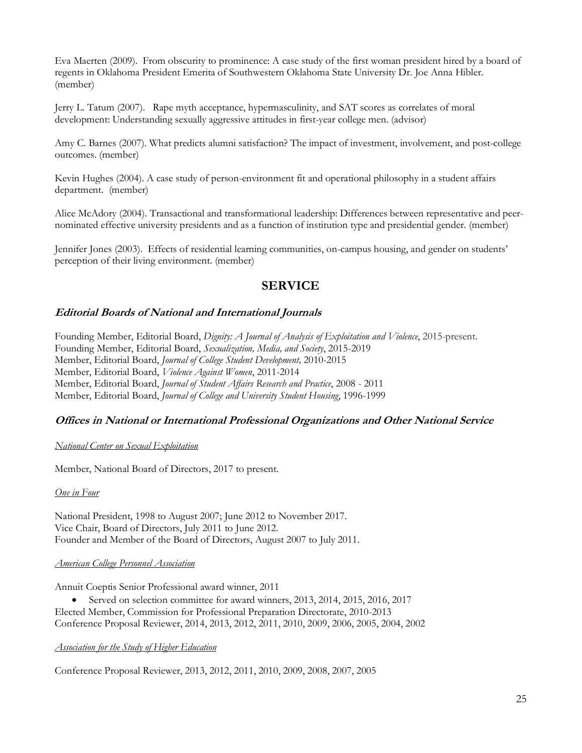Eva Maerten (2009). From obscurity to prominence: A case study of the first woman president hired by a board of regents in Oklahoma President Emerita of Southwestern Oklahoma State University Dr. Joe Anna Hibler. (member)

Jerry L. Tatum (2007). Rape myth acceptance, hypermasculinity, and SAT scores as correlates of moral development: Understanding sexually aggressive attitudes in first-year college men. (advisor)

Amy C. Barnes (2007). What predicts alumni satisfaction? The impact of investment, involvement, and post-college outcomes. (member)

Kevin Hughes (2004). A case study of person-environment fit and operational philosophy in a student affairs department. (member)

Alice McAdory (2004). Transactional and transformational leadership: Differences between representative and peer-nominated effective university presidents and as a function of institution type and presidential gender. (member)

Jennifer Jones (2003). Effects of residential learning communities, on-campus housing, and gender on students' perception of their living environment. (member)

## SERVICE

### *Editorial Boards of National and International Journals*

Founding Member, Editorial Board, *Dignity: A Journal of Analysis of Exploitation and Violence*, 2015-present.
Founding Member, Editorial Board, *Sexualization, Media, and Society*, 2015-2019
Member, Editorial Board, *Journal of College Student Development,* 2010-2015
Member, Editorial Board, *Violence Against Women*, 2011-2014
Member, Editorial Board, *Journal of Student Affairs Research and Practice*, 2008 - 2011
Member, Editorial Board, *Journal of College and University Student Housing*, 1996-1999

### *Offices in National or International Professional Organizations and Other National Service*

*National Center on Sexual Exploitation*

Member, National Board of Directors, 2017 to present.

*One in Four*

National President, 1998 to August 2007; June 2012 to November 2017.
Vice Chair, Board of Directors, July 2011 to June 2012.
Founder and Member of the Board of Directors, August 2007 to July 2011.

*American College Personnel Association*

Annuit Coeptis Senior Professional award winner, 2011

- Served on selection committee for award winners, 2013, 2014, 2015, 2016, 2017

Elected Member, Commission for Professional Preparation Directorate, 2010-2013
Conference Proposal Reviewer, 2014, 2013, 2012, 2011, 2010, 2009, 2006, 2005, 2004, 2002

*Association for the Study of Higher Education*

Conference Proposal Reviewer, 2013, 2012, 2011, 2010, 2009, 2008, 2007, 2005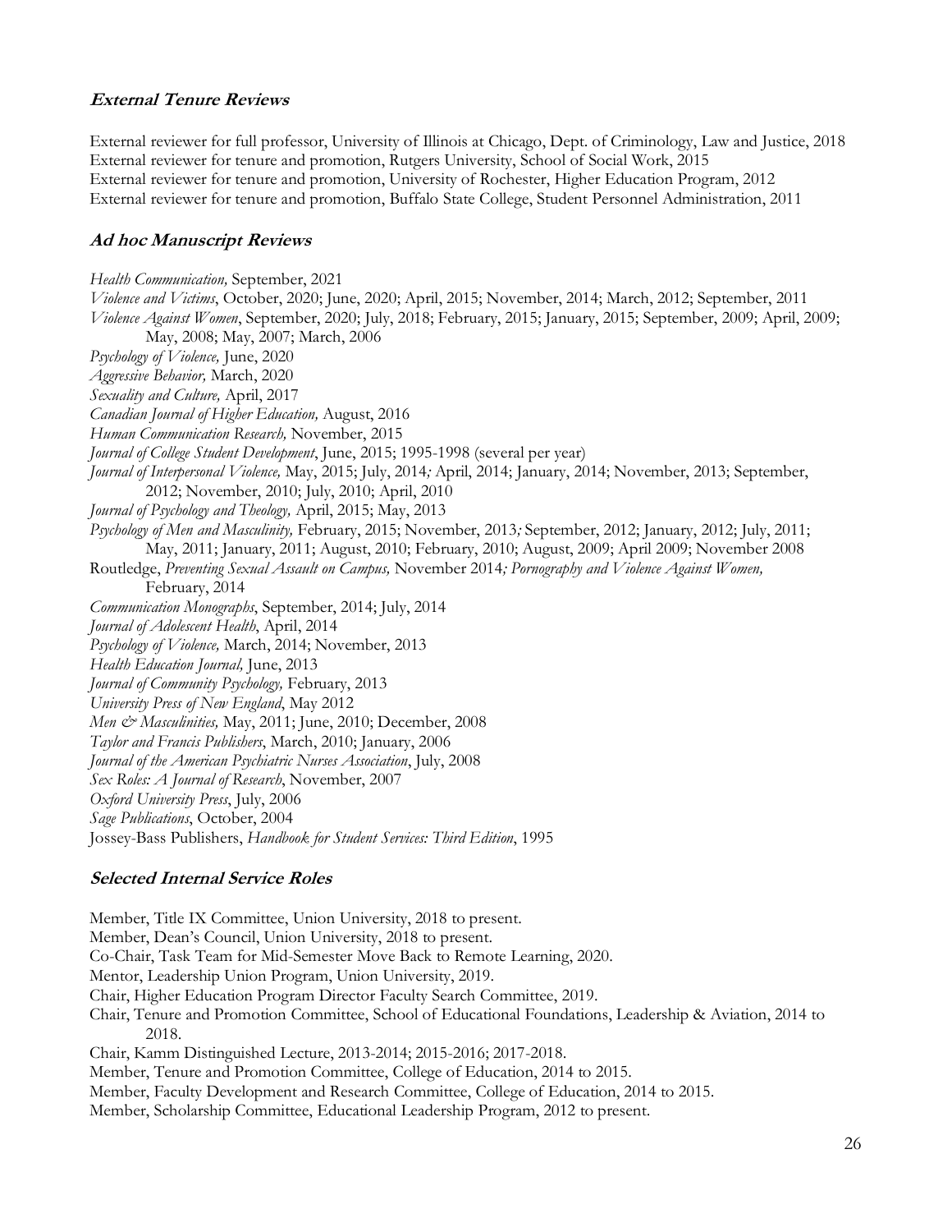### *External Tenure Reviews*

External reviewer for full professor, University of Illinois at Chicago, Dept. of Criminology, Law and Justice, 2018
External reviewer for tenure and promotion, Rutgers University, School of Social Work, 2015
External reviewer for tenure and promotion, University of Rochester, Higher Education Program, 2012
External reviewer for tenure and promotion, Buffalo State College, Student Personnel Administration, 2011

### *Ad hoc Manuscript Reviews*

*Health Communication,* September, 2021
*Violence and Victims*, October, 2020; June, 2020; April, 2015; November, 2014; March, 2012; September, 2011
*Violence Against Women*, September, 2020; July, 2018; February, 2015; January, 2015; September, 2009; April, 2009; May, 2008; May, 2007; March, 2006
*Psychology of Violence,* June, 2020
*Aggressive Behavior,* March, 2020
*Sexuality and Culture,* April, 2017
*Canadian Journal of Higher Education,* August, 2016
*Human Communication Research,* November, 2015
*Journal of College Student Development*, June, 2015; 1995-1998 (several per year)
*Journal of Interpersonal Violence,* May, 2015; July, 2014; April, 2014; January, 2014; November, 2013; September, 2012; November, 2010; July, 2010; April, 2010
*Journal of Psychology and Theology,* April, 2015; May, 2013
*Psychology of Men and Masculinity,* February, 2015; November, 2013; September, 2012; January, 2012; July, 2011; May, 2011; January, 2011; August, 2010; February, 2010; August, 2009; April 2009; November 2008
Routledge, *Preventing Sexual Assault on Campus,* November 2014; *Pornography and Violence Against Women,* February, 2014
*Communication Monographs*, September, 2014; July, 2014
*Journal of Adolescent Health*, April, 2014
*Psychology of Violence,* March, 2014; November, 2013
*Health Education Journal,* June, 2013
*Journal of Community Psychology,* February, 2013
*University Press of New England*, May 2012
*Men & Masculinities,* May, 2011; June, 2010; December, 2008
*Taylor and Francis Publishers*, March, 2010; January, 2006
*Journal of the American Psychiatric Nurses Association*, July, 2008
*Sex Roles: A Journal of Research*, November, 2007
*Oxford University Press*, July, 2006
*Sage Publications*, October, 2004
Jossey-Bass Publishers, *Handbook for Student Services: Third Edition*, 1995

### *Selected Internal Service Roles*

Member, Title IX Committee, Union University, 2018 to present.
Member, Dean's Council, Union University, 2018 to present.
Co-Chair, Task Team for Mid-Semester Move Back to Remote Learning, 2020.
Mentor, Leadership Union Program, Union University, 2019.
Chair, Higher Education Program Director Faculty Search Committee, 2019.
Chair, Tenure and Promotion Committee, School of Educational Foundations, Leadership & Aviation, 2014 to 2018.
Chair, Kamm Distinguished Lecture, 2013-2014; 2015-2016; 2017-2018.
Member, Tenure and Promotion Committee, College of Education, 2014 to 2015.
Member, Faculty Development and Research Committee, College of Education, 2014 to 2015.
Member, Scholarship Committee, Educational Leadership Program, 2012 to present.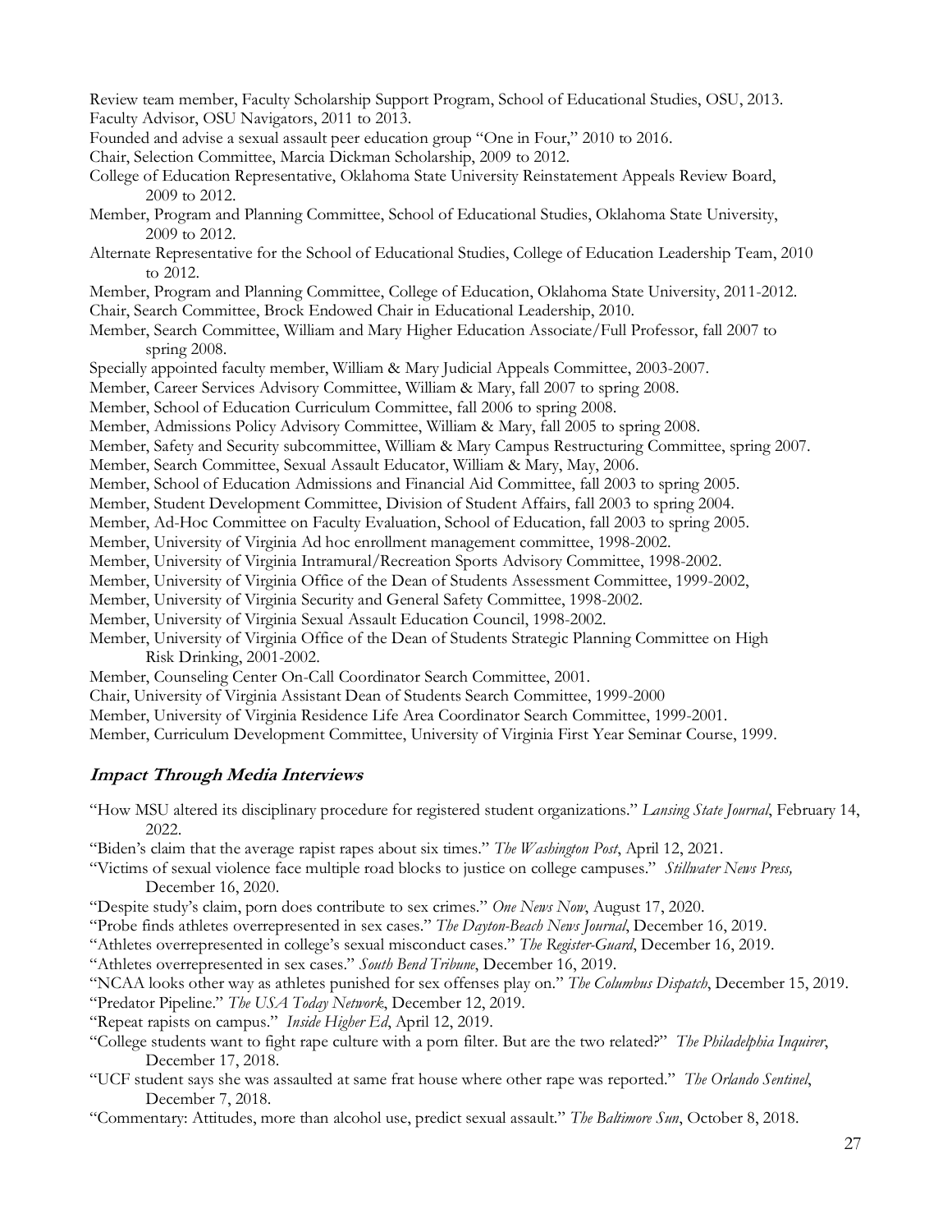Review team member, Faculty Scholarship Support Program, School of Educational Studies, OSU, 2013.

Faculty Advisor, OSU Navigators, 2011 to 2013.

Founded and advise a sexual assault peer education group "One in Four," 2010 to 2016.

Chair, Selection Committee, Marcia Dickman Scholarship, 2009 to 2012.

College of Education Representative, Oklahoma State University Reinstatement Appeals Review Board, 2009 to 2012.

Member, Program and Planning Committee, School of Educational Studies, Oklahoma State University, 2009 to 2012.

Alternate Representative for the School of Educational Studies, College of Education Leadership Team, 2010 to 2012.

Member, Program and Planning Committee, College of Education, Oklahoma State University, 2011-2012.

Chair, Search Committee, Brock Endowed Chair in Educational Leadership, 2010.

Member, Search Committee, William and Mary Higher Education Associate/Full Professor, fall 2007 to spring 2008.

Specially appointed faculty member, William & Mary Judicial Appeals Committee, 2003-2007.

Member, Career Services Advisory Committee, William & Mary, fall 2007 to spring 2008.

Member, School of Education Curriculum Committee, fall 2006 to spring 2008.

Member, Admissions Policy Advisory Committee, William & Mary, fall 2005 to spring 2008.

Member, Safety and Security subcommittee, William & Mary Campus Restructuring Committee, spring 2007.

Member, Search Committee, Sexual Assault Educator, William & Mary, May, 2006.

Member, School of Education Admissions and Financial Aid Committee, fall 2003 to spring 2005.

Member, Student Development Committee, Division of Student Affairs, fall 2003 to spring 2004.

Member, Ad-Hoc Committee on Faculty Evaluation, School of Education, fall 2003 to spring 2005.

Member, University of Virginia Ad hoc enrollment management committee, 1998-2002.

Member, University of Virginia Intramural/Recreation Sports Advisory Committee, 1998-2002.

Member, University of Virginia Office of the Dean of Students Assessment Committee, 1999-2002,

Member, University of Virginia Security and General Safety Committee, 1998-2002.

Member, University of Virginia Sexual Assault Education Council, 1998-2002.

Member, University of Virginia Office of the Dean of Students Strategic Planning Committee on High Risk Drinking, 2001-2002.

Member, Counseling Center On-Call Coordinator Search Committee, 2001.

Chair, University of Virginia Assistant Dean of Students Search Committee, 1999-2000

Member, University of Virginia Residence Life Area Coordinator Search Committee, 1999-2001.

Member, Curriculum Development Committee, University of Virginia First Year Seminar Course, 1999.

### ***Impact Through Media Interviews***

"How MSU altered its disciplinary procedure for registered student organizations." *Lansing State Journal*, February 14, 2022.

"Biden's claim that the average rapist rapes about six times." *The Washington Post*, April 12, 2021.

"Victims of sexual violence face multiple road blocks to justice on college campuses." *Stillwater News Press,* December 16, 2020.

"Despite study's claim, porn does contribute to sex crimes." *One News Now*, August 17, 2020.

"Probe finds athletes overrepresented in sex cases." *The Dayton-Beach News Journal*, December 16, 2019.

"Athletes overrepresented in college's sexual misconduct cases." *The Register-Guard*, December 16, 2019.

"Athletes overrepresented in sex cases." *South Bend Tribune*, December 16, 2019.

"NCAA looks other way as athletes punished for sex offenses play on." *The Columbus Dispatch*, December 15, 2019.

"Predator Pipeline." *The USA Today Network*, December 12, 2019.

"Repeat rapists on campus." *Inside Higher Ed*, April 12, 2019.

"College students want to fight rape culture with a porn filter. But are the two related?" *The Philadelphia Inquirer*, December 17, 2018.

"UCF student says she was assaulted at same frat house where other rape was reported." *The Orlando Sentinel*, December 7, 2018.

"Commentary: Attitudes, more than alcohol use, predict sexual assault." *The Baltimore Sun*, October 8, 2018.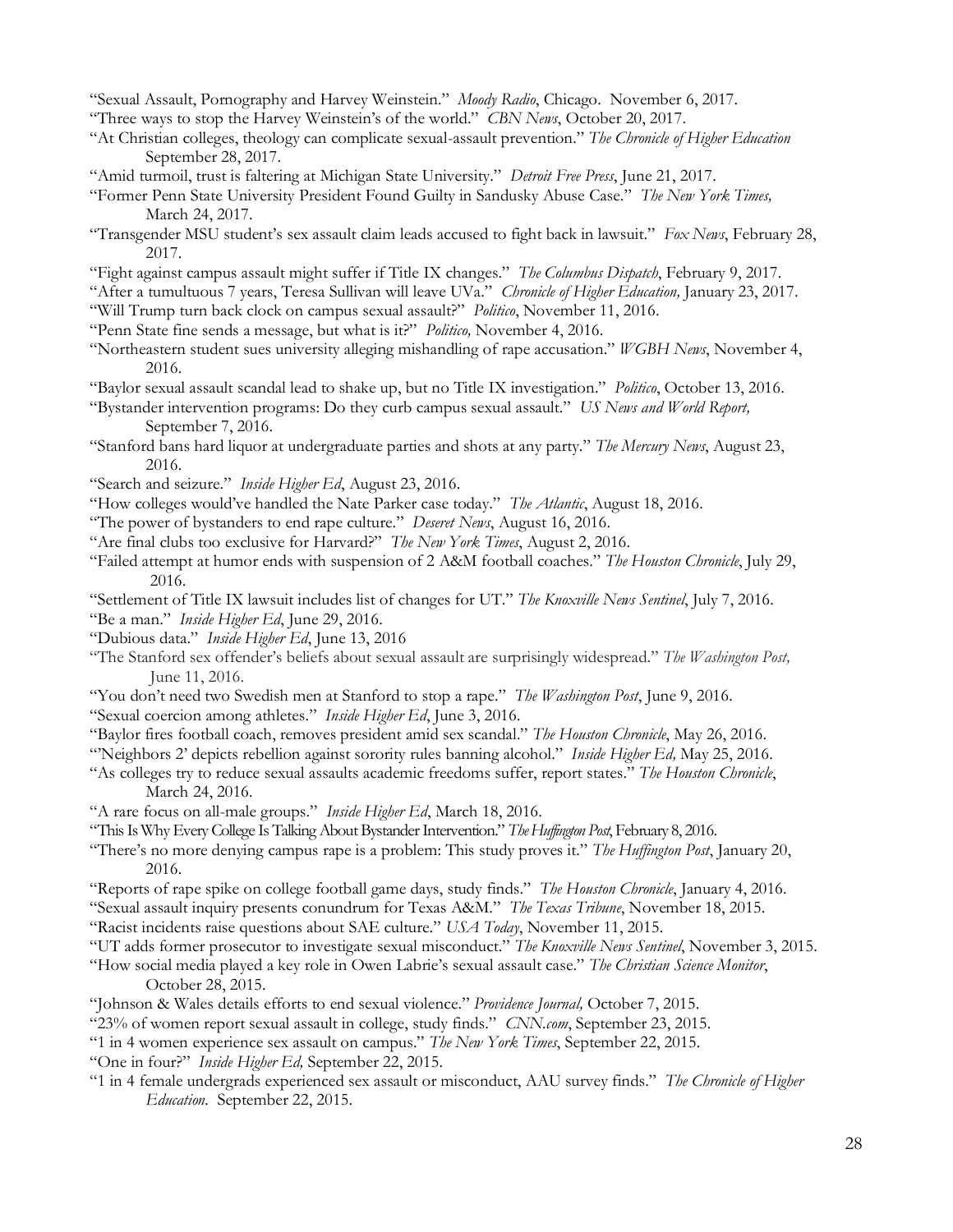"Sexual Assault, Pornography and Harvey Weinstein." *Moody Radio*, Chicago. November 6, 2017.

"Three ways to stop the Harvey Weinstein's of the world." *CBN News*, October 20, 2017.

"At Christian colleges, theology can complicate sexual-assault prevention." *The Chronicle of Higher Education* September 28, 2017.

"Amid turmoil, trust is faltering at Michigan State University." *Detroit Free Press*, June 21, 2017.

"Former Penn State University President Found Guilty in Sandusky Abuse Case." *The New York Times,* March 24, 2017.

"Transgender MSU student's sex assault claim leads accused to fight back in lawsuit." *Fox News*, February 28, 2017.

"Fight against campus assault might suffer if Title IX changes." *The Columbus Dispatch*, February 9, 2017.

"After a tumultuous 7 years, Teresa Sullivan will leave UVa." *Chronicle of Higher Education,* January 23, 2017.

"Will Trump turn back clock on campus sexual assault?" *Politico*, November 11, 2016.

"Penn State fine sends a message, but what is it?" *Politico,* November 4, 2016.

"Northeastern student sues university alleging mishandling of rape accusation." *WGBH News*, November 4, 2016.

"Baylor sexual assault scandal lead to shake up, but no Title IX investigation." *Politico*, October 13, 2016.

"Bystander intervention programs: Do they curb campus sexual assault." *US News and World Report,* September 7, 2016.

"Stanford bans hard liquor at undergraduate parties and shots at any party." *The Mercury News*, August 23, 2016.

"Search and seizure." *Inside Higher Ed*, August 23, 2016.

"How colleges would've handled the Nate Parker case today." *The Atlantic*, August 18, 2016.

"The power of bystanders to end rape culture." *Deseret News*, August 16, 2016.

"Are final clubs too exclusive for Harvard?" *The New York Times*, August 2, 2016.

"Failed attempt at humor ends with suspension of 2 A&M football coaches." *The Houston Chronicle*, July 29, 2016.

"Settlement of Title IX lawsuit includes list of changes for UT." *The Knoxville News Sentinel*, July 7, 2016.

"Be a man." *Inside Higher Ed*, June 29, 2016.

"Dubious data." *Inside Higher Ed*, June 13, 2016

"The Stanford sex offender's beliefs about sexual assault are surprisingly widespread." *The Washington Post,* June 11, 2016.

"You don't need two Swedish men at Stanford to stop a rape." *The Washington Post*, June 9, 2016.

"Sexual coercion among athletes." *Inside Higher Ed*, June 3, 2016.

"Baylor fires football coach, removes president amid sex scandal." *The Houston Chronicle*, May 26, 2016.

"'Neighbors 2' depicts rebellion against sorority rules banning alcohol." *Inside Higher Ed,* May 25, 2016.

"As colleges try to reduce sexual assaults academic freedoms suffer, report states." *The Houston Chronicle*, March 24, 2016.

"A rare focus on all-male groups." *Inside Higher Ed*, March 18, 2016.

"This Is Why Every College Is Talking About Bystander Intervention." *The Huffington Post*, February 8, 2016.

"There's no more denying campus rape is a problem: This study proves it." *The Huffington Post*, January 20, 2016.

"Reports of rape spike on college football game days, study finds." *The Houston Chronicle*, January 4, 2016.

"Sexual assault inquiry presents conundrum for Texas A&M." *The Texas Tribune*, November 18, 2015.

"Racist incidents raise questions about SAE culture." *USA Today*, November 11, 2015.

"UT adds former prosecutor to investigate sexual misconduct." *The Knoxville News Sentinel*, November 3, 2015.

"How social media played a key role in Owen Labrie's sexual assault case." *The Christian Science Monitor*, October 28, 2015.

"Johnson & Wales details efforts to end sexual violence." *Providence Journal,* October 7, 2015.

"23% of women report sexual assault in college, study finds." *CNN.com*, September 23, 2015.

"1 in 4 women experience sex assault on campus." *The New York Times*, September 22, 2015.

"One in four?" *Inside Higher Ed,* September 22, 2015.

"1 in 4 female undergrads experienced sex assault or misconduct, AAU survey finds." *The Chronicle of Higher Education*. September 22, 2015.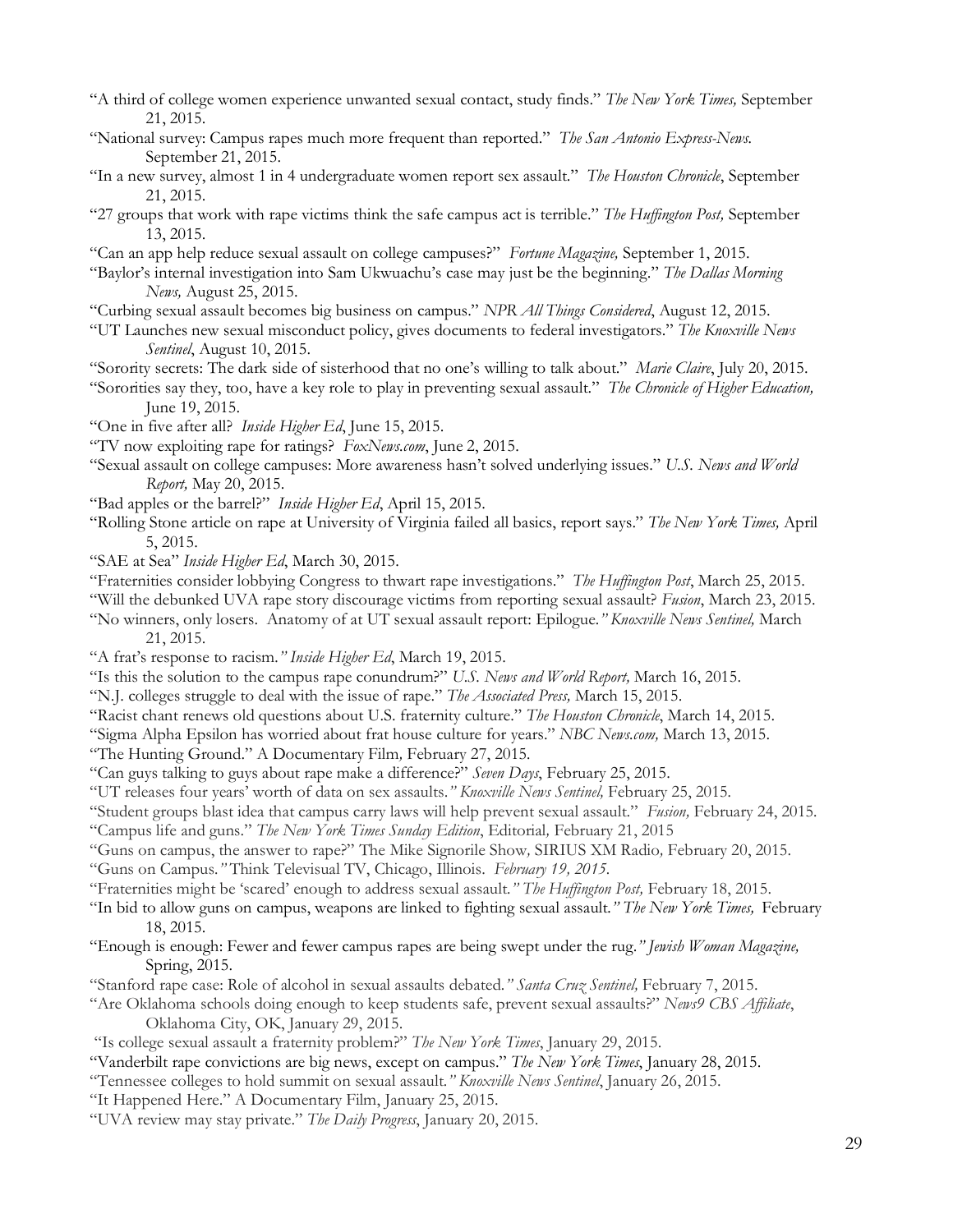"A third of college women experience unwanted sexual contact, study finds." *The New York Times,* September 21, 2015.

"National survey: Campus rapes much more frequent than reported." *The San Antonio Express-News.* September 21, 2015.

"In a new survey, almost 1 in 4 undergraduate women report sex assault." *The Houston Chronicle*, September 21, 2015.

"27 groups that work with rape victims think the safe campus act is terrible." *The Huffington Post,* September 13, 2015.

"Can an app help reduce sexual assault on college campuses?" *Fortune Magazine,* September 1, 2015.

"Baylor's internal investigation into Sam Ukwuachu's case may just be the beginning." *The Dallas Morning News,* August 25, 2015.

"Curbing sexual assault becomes big business on campus." *NPR All Things Considered*, August 12, 2015.

"UT Launches new sexual misconduct policy, gives documents to federal investigators." *The Knoxville News Sentinel*, August 10, 2015.

"Sorority secrets: The dark side of sisterhood that no one's willing to talk about." *Marie Claire*, July 20, 2015.

"Sororities say they, too, have a key role to play in preventing sexual assault." *The Chronicle of Higher Education,* June 19, 2015.

"One in five after all? *Inside Higher Ed*, June 15, 2015.

"TV now exploiting rape for ratings? *FoxNews.com*, June 2, 2015.

"Sexual assault on college campuses: More awareness hasn't solved underlying issues." *U.S. News and World Report,* May 20, 2015.

"Bad apples or the barrel?" *Inside Higher Ed*, April 15, 2015.

"Rolling Stone article on rape at University of Virginia failed all basics, report says." *The New York Times,* April 5, 2015.

"SAE at Sea" *Inside Higher Ed*, March 30, 2015.

"Fraternities consider lobbying Congress to thwart rape investigations." *The Huffington Post*, March 25, 2015.

"Will the debunked UVA rape story discourage victims from reporting sexual assault? *Fusion*, March 23, 2015.

"No winners, only losers. Anatomy of at UT sexual assault report: Epilogue.*" Knoxville News Sentinel,* March 21, 2015.

"A frat's response to racism.*" Inside Higher Ed*, March 19, 2015.

"Is this the solution to the campus rape conundrum?" *U.S. News and World Report,* March 16, 2015.

"N.J. colleges struggle to deal with the issue of rape." *The Associated Press,* March 15, 2015.

"Racist chant renews old questions about U.S. fraternity culture." *The Houston Chronicle*, March 14, 2015.

"Sigma Alpha Epsilon has worried about frat house culture for years." *NBC News.com,* March 13, 2015.

"The Hunting Ground." A Documentary Film*,* February 27, 2015.

"Can guys talking to guys about rape make a difference?" *Seven Days*, February 25, 2015.

"UT releases four years' worth of data on sex assaults.*" Knoxville News Sentinel,* February 25, 2015.

"Student groups blast idea that campus carry laws will help prevent sexual assault." *Fusion,* February 24, 2015.

"Campus life and guns." *The New York Times Sunday Edition*, Editorial*,* February 21, 2015

"Guns on campus, the answer to rape?" The Mike Signorile Show*,* SIRIUS XM Radio*,* February 20, 2015.

"Guns on Campus.*"* Think Televisual TV, Chicago, Illinois. *February 19, 2015.*

"Fraternities might be 'scared' enough to address sexual assault.*" The Huffington Post,* February 18, 2015.

"In bid to allow guns on campus, weapons are linked to fighting sexual assault.*" The New York Times,* February 18, 2015.

"Enough is enough: Fewer and fewer campus rapes are being swept under the rug.*" Jewish Woman Magazine,* Spring, 2015.

"Stanford rape case: Role of alcohol in sexual assaults debated.*" Santa Cruz Sentinel,* February 7, 2015.

"Are Oklahoma schools doing enough to keep students safe, prevent sexual assaults?" *News9 CBS Affiliate*, Oklahoma City, OK, January 29, 2015.

"Is college sexual assault a fraternity problem?" *The New York Times*, January 29, 2015.

"Vanderbilt rape convictions are big news, except on campus." *The New York Times*, January 28, 2015.

"Tennessee colleges to hold summit on sexual assault.*" Knoxville News Sentinel*, January 26, 2015.

"It Happened Here." A Documentary Film, January 25, 2015.

"UVA review may stay private." *The Daily Progress*, January 20, 2015.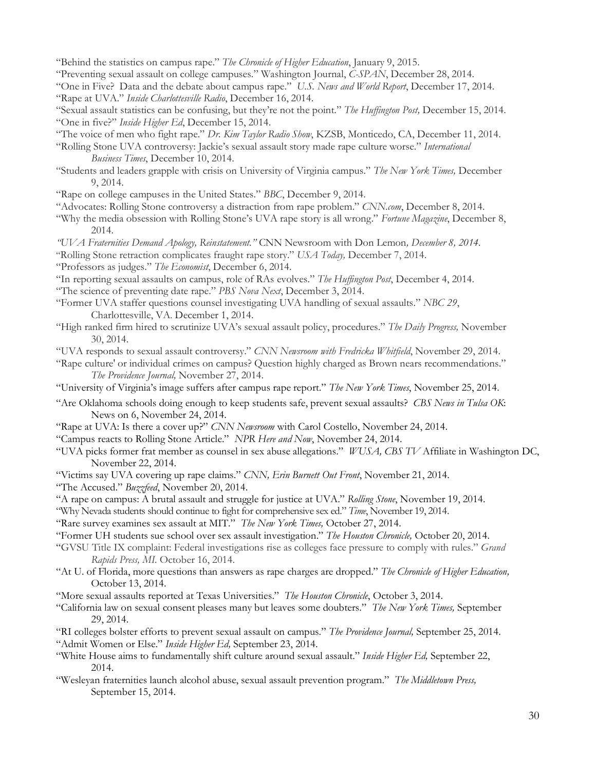"Behind the statistics on campus rape." *The Chronicle of Higher Education*, January 9, 2015.

"Preventing sexual assault on college campuses." Washington Journal, *C-SPAN*, December 28, 2014.

"One in Five? Data and the debate about campus rape." *U.S. News and World Report*, December 17, 2014.

"Rape at UVA." *Inside Charlottesville Radio*, December 16, 2014.

"Sexual assault statistics can be confusing, but they're not the point." *The Huffington Post,* December 15, 2014.

"One in five?" *Inside Higher Ed*, December 15, 2014.

"The voice of men who fight rape." *Dr. Kim Taylor Radio Show*, KZSB, Monticedo, CA, December 11, 2014.

"Rolling Stone UVA controversy: Jackie's sexual assault story made rape culture worse." *International Business Times*, December 10, 2014.

"Students and leaders grapple with crisis on University of Virginia campus." *The New York Times,* December 9, 2014.

"Rape on college campuses in the United States." *BBC*, December 9, 2014.

"Advocates: Rolling Stone controversy a distraction from rape problem." *CNN.com*, December 8, 2014.

"Why the media obsession with Rolling Stone's UVA rape story is all wrong." *Fortune Magazine*, December 8, 2014.

*"UVA Fraternities Demand Apology, Reinstatement."* CNN Newsroom with Don Lemon*, December 8, 2014*.

"Rolling Stone retraction complicates fraught rape story." *USA Today,* December 7, 2014.

"Professors as judges." *The Economist*, December 6, 2014.

"In reporting sexual assaults on campus, role of RAs evolves." *The Huffington Post*, December 4, 2014.

"The science of preventing date rape." *PBS Nova Next*, December 3, 2014.

"Former UVA staffer questions counsel investigating UVA handling of sexual assaults." *NBC 29*, Charlottesville, VA. December 1, 2014.

"High ranked firm hired to scrutinize UVA's sexual assault policy, procedures." *The Daily Progress,* November 30, 2014.

"UVA responds to sexual assault controversy." *CNN Newsroom with Fredricka Whitfield*, November 29, 2014.

"Rape culture' or individual crimes on campus? Question highly charged as Brown nears recommendations." *The Providence Journal,* November 27, 2014.

"University of Virginia's image suffers after campus rape report." *The New York Times*, November 25, 2014.

"Are Oklahoma schools doing enough to keep students safe, prevent sexual assaults? *CBS News in Tulsa OK*: News on 6, November 24, 2014.

"Rape at UVA: Is there a cover up?" *CNN Newsroom* with Carol Costello, November 24, 2014.

"Campus reacts to Rolling Stone Article." *NPR Here and Now*, November 24, 2014.

"UVA picks former frat member as counsel in sex abuse allegations." *WUSA, CBS TV* Affiliate in Washington DC, November 22, 2014.

"Victims say UVA covering up rape claims." *CNN, Erin Burnett Out Front*, November 21, 2014.

"The Accused." *Buzzfeed*, November 20, 2014.

"A rape on campus: A brutal assault and struggle for justice at UVA." *Rolling Stone*, November 19, 2014.

"Why Nevada students should continue to fight for comprehensive sex ed." *Time*, November 19, 2014.

"Rare survey examines sex assault at MIT." *The New York Times,* October 27, 2014.

"Former UH students sue school over sex assault investigation." *The Houston Chronicle,* October 20, 2014.

"GVSU Title IX complaint: Federal investigations rise as colleges face pressure to comply with rules." *Grand Rapids Press, MI.* October 16, 2014.

"At U. of Florida, more questions than answers as rape charges are dropped." *The Chronicle of Higher Education,* October 13, 2014.

"More sexual assaults reported at Texas Universities." *The Houston Chronicle*, October 3, 2014.

"California law on sexual consent pleases many but leaves some doubters." *The New York Times,* September 29, 2014.

"RI colleges bolster efforts to prevent sexual assault on campus." *The Providence Journal,* September 25, 2014.

"Admit Women or Else." *Inside Higher Ed,* September 23, 2014.

"White House aims to fundamentally shift culture around sexual assault." *Inside Higher Ed,* September 22, 2014.

"Wesleyan fraternities launch alcohol abuse, sexual assault prevention program." *The Middletown Press,* September 15, 2014.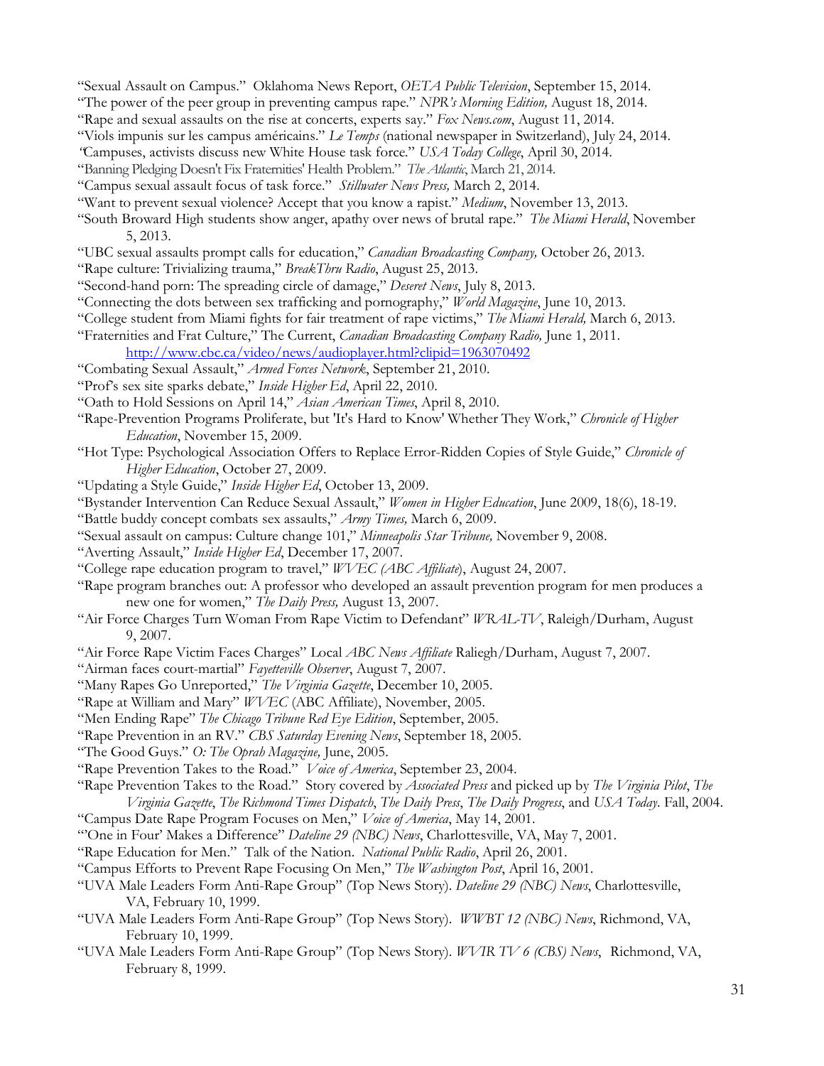"Sexual Assault on Campus." Oklahoma News Report, *OETA Public Television*, September 15, 2014.
"The power of the peer group in preventing campus rape." *NPR's Morning Edition,* August 18, 2014.
"Rape and sexual assaults on the rise at concerts, experts say." *Fox News.com*, August 11, 2014.
"Viols impunis sur les campus américains." *Le Temps* (national newspaper in Switzerland), July 24, 2014.
"Campuses, activists discuss new White House task force." *USA Today College*, April 30, 2014.
"Banning Pledging Doesn't Fix Fraternities' Health Problem." *The Atlantic*, March 21, 2014.
"Campus sexual assault focus of task force." *Stillwater News Press,* March 2, 2014.
"Want to prevent sexual violence? Accept that you know a rapist." *Medium*, November 13, 2013.
"South Broward High students show anger, apathy over news of brutal rape." *The Miami Herald*, November 5, 2013.
"UBC sexual assaults prompt calls for education," *Canadian Broadcasting Company,* October 26, 2013.
"Rape culture: Trivializing trauma," *BreakThru Radio*, August 25, 2013.
"Second-hand porn: The spreading circle of damage," *Deseret News*, July 8, 2013.
"Connecting the dots between sex trafficking and pornography," *World Magazine*, June 10, 2013.
"College student from Miami fights for fair treatment of rape victims," *The Miami Herald,* March 6, 2013.
"Fraternities and Frat Culture," The Current, *Canadian Broadcasting Company Radio,* June 1, 2011.
http://www.cbc.ca/video/news/audioplayer.html?clipid=1963070492
"Combating Sexual Assault," *Armed Forces Network*, September 21, 2010.
"Prof's sex site sparks debate," *Inside Higher Ed*, April 22, 2010.
"Oath to Hold Sessions on April 14," *Asian American Times*, April 8, 2010.
"Rape-Prevention Programs Proliferate, but 'It's Hard to Know' Whether They Work," *Chronicle of Higher Education*, November 15, 2009.
"Hot Type: Psychological Association Offers to Replace Error-Ridden Copies of Style Guide," *Chronicle of Higher Education*, October 27, 2009.
"Updating a Style Guide," *Inside Higher Ed*, October 13, 2009.
"Bystander Intervention Can Reduce Sexual Assault," *Women in Higher Education*, June 2009, 18(6), 18-19.
"Battle buddy concept combats sex assaults," *Army Times,* March 6, 2009.
"Sexual assault on campus: Culture change 101," *Minneapolis Star Tribune,* November 9, 2008.
"Averting Assault," *Inside Higher Ed*, December 17, 2007.
"College rape education program to travel," *WVEC (ABC Affiliate*), August 24, 2007.
"Rape program branches out: A professor who developed an assault prevention program for men produces a new one for women," *The Daily Press,* August 13, 2007.
"Air Force Charges Turn Woman From Rape Victim to Defendant" *WRAL-TV*, Raleigh/Durham, August 9, 2007.
"Air Force Rape Victim Faces Charges" Local *ABC News Affiliate* Raliegh/Durham, August 7, 2007.
"Airman faces court-martial" *Fayetteville Observer*, August 7, 2007.
"Many Rapes Go Unreported," *The Virginia Gazette*, December 10, 2005.
"Rape at William and Mary" *WVEC* (ABC Affiliate), November, 2005.
"Men Ending Rape" *The Chicago Tribune Red Eye Edition*, September, 2005.
"Rape Prevention in an RV." *CBS Saturday Evening News*, September 18, 2005.
"The Good Guys." *O: The Oprah Magazine,* June, 2005.
"Rape Prevention Takes to the Road." *Voice of America*, September 23, 2004.
"Rape Prevention Takes to the Road." Story covered by *Associated Press* and picked up by *The Virginia Pilot*, *The Virginia Gazette*, *The Richmond Times Dispatch*, *The Daily Press*, *The Daily Progress*, and *USA Today*. Fall, 2004.
"Campus Date Rape Program Focuses on Men," *Voice of America*, May 14, 2001.
"'One in Four' Makes a Difference" *Dateline 29 (NBC) News*, Charlottesville, VA, May 7, 2001.
"Rape Education for Men." Talk of the Nation. *National Public Radio*, April 26, 2001.
"Campus Efforts to Prevent Rape Focusing On Men," *The Washington Post*, April 16, 2001.
"UVA Male Leaders Form Anti-Rape Group" (Top News Story). *Dateline 29 (NBC) News*, Charlottesville, VA, February 10, 1999.
"UVA Male Leaders Form Anti-Rape Group" (Top News Story). *WWBT 12 (NBC) News*, Richmond, VA, February 10, 1999.
"UVA Male Leaders Form Anti-Rape Group" (Top News Story). *WVIR TV 6 (CBS) News*, Richmond, VA, February 8, 1999.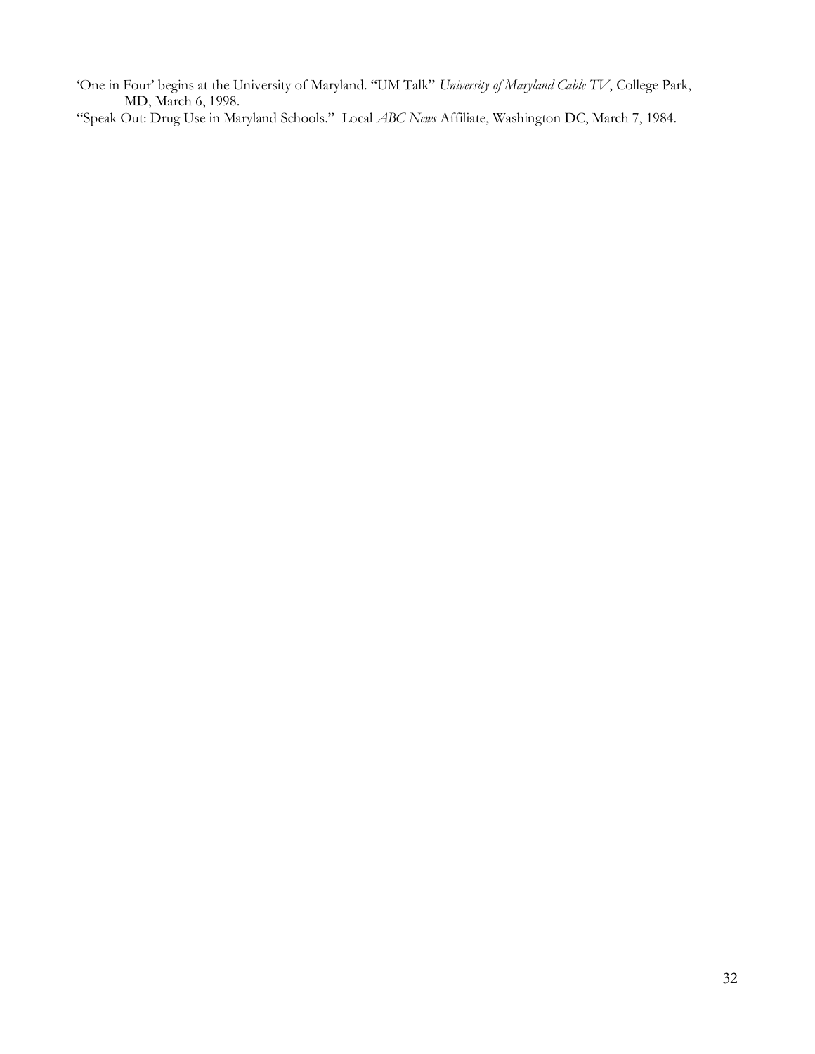'One in Four' begins at the University of Maryland. "UM Talk" *University of Maryland Cable TV*, College Park, MD, March 6, 1998.

"Speak Out: Drug Use in Maryland Schools." Local *ABC News* Affiliate, Washington DC, March 7, 1984.